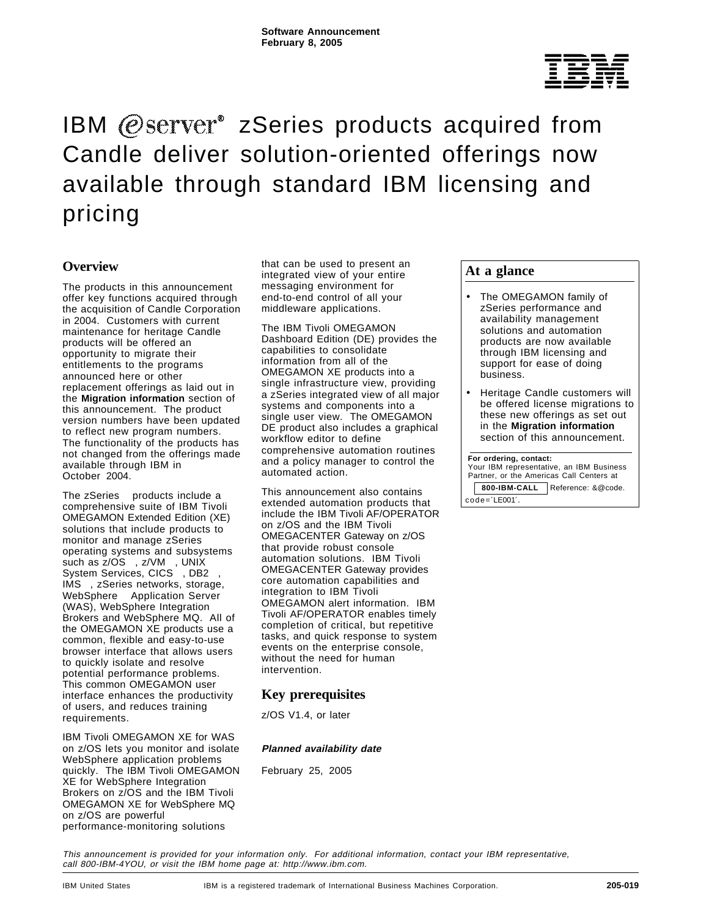Software Announcement
February 8, 2005

# IBM @server® zSeries products acquired from Candle deliver solution-oriented offerings now available through standard IBM licensing and pricing

## Overview

The products in this announcement offer key functions acquired through the acquisition of Candle Corporation in 2004. Customers with current maintenance for heritage Candle products will be offered an opportunity to migrate their entitlements to the programs announced here or other replacement offerings as laid out in the **Migration information** section of this announcement. The product version numbers have been updated to reflect new program numbers. The functionality of the products has not changed from the offerings made available through IBM in October 2004.

The zSeries products include a comprehensive suite of IBM Tivoli OMEGAMON Extended Edition (XE) solutions that include products to monitor and manage zSeries operating systems and subsystems such as z/OS, z/VM, UNIX System Services, CICS, DB2, IMS, zSeries networks, storage, WebSphere Application Server (WAS), WebSphere Integration Brokers and WebSphere MQ. All of the OMEGAMON XE products use a common, flexible and easy-to-use browser interface that allows users to quickly isolate and resolve potential performance problems. This common OMEGAMON user interface enhances the productivity of users, and reduces training requirements.

IBM Tivoli OMEGAMON XE for WAS on z/OS lets you monitor and isolate WebSphere application problems quickly. The IBM Tivoli OMEGAMON XE for WebSphere Integration Brokers on z/OS and the IBM Tivoli OMEGAMON XE for WebSphere MQ on z/OS are powerful performance-monitoring solutions that can be used to present an integrated view of your entire messaging environment for end-to-end control of all your middleware applications.

The IBM Tivoli OMEGAMON Dashboard Edition (DE) provides the capabilities to consolidate information from all of the OMEGAMON XE products into a single infrastructure view, providing a zSeries integrated view of all major systems and components into a single user view. The OMEGAMON DE product also includes a graphical workflow editor to define comprehensive automation routines and a policy manager to control the automated action.

This announcement also contains extended automation products that include the IBM Tivoli AF/OPERATOR on z/OS and the IBM Tivoli OMEGACENTER Gateway on z/OS that provide robust console automation solutions. IBM Tivoli OMEGACENTER Gateway provides core automation capabilities and integration to IBM Tivoli OMEGAMON alert information. IBM Tivoli AF/OPERATOR enables timely completion of critical, but repetitive tasks, and quick response to system events on the enterprise console, without the need for human intervention.

## Key prerequisites

z/OS V1.4, or later

***Planned availability date***

February 25, 2005

## At a glance

- The OMEGAMON family of zSeries performance and availability management solutions and automation products are now available through IBM licensing and support for ease of doing business.
- Heritage Candle customers will be offered license migrations to these new offerings as set out in the **Migration information** section of this announcement.

**For ordering, contact:**
Your IBM representative, an IBM Business Partner, or the Americas Call Centers at **800-IBM-CALL** Reference: &@code. code='LE001'.

*This announcement is provided for your information only. For additional information, contact your IBM representative, call 800-IBM-4YOU, or visit the IBM home page at: http://www.ibm.com.*

IBM United States — IBM is a registered trademark of International Business Machines Corporation. — 205-019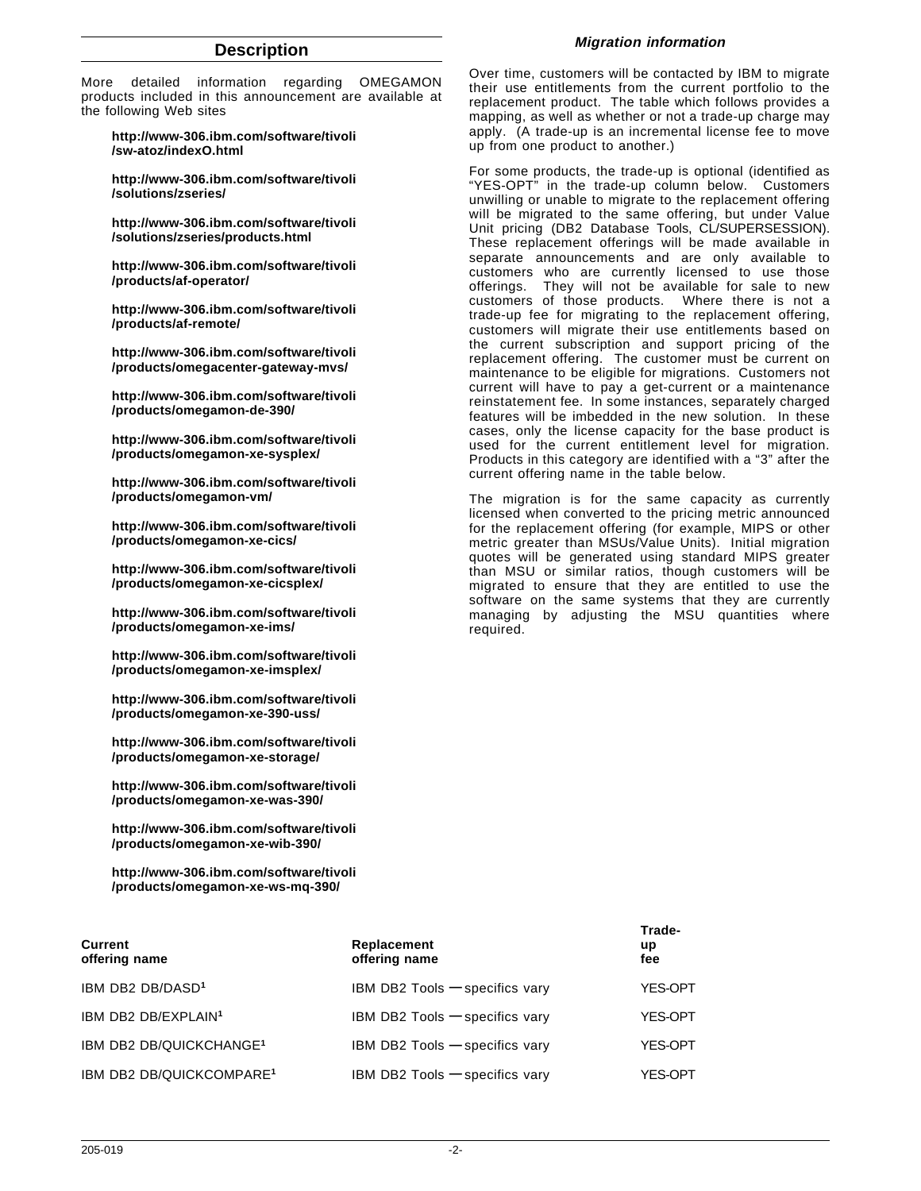## Description

More detailed information regarding OMEGAMON products included in this announcement are available at the following Web sites

**http://www-306.ibm.com/software/tivoli/sw-atoz/indexO.html**

**http://www-306.ibm.com/software/tivoli/solutions/zseries/**

**http://www-306.ibm.com/software/tivoli/solutions/zseries/products.html**

**http://www-306.ibm.com/software/tivoli/products/af-operator/**

**http://www-306.ibm.com/software/tivoli/products/af-remote/**

**http://www-306.ibm.com/software/tivoli/products/omegacenter-gateway-mvs/**

**http://www-306.ibm.com/software/tivoli/products/omegamon-de-390/**

**http://www-306.ibm.com/software/tivoli/products/omegamon-xe-sysplex/**

**http://www-306.ibm.com/software/tivoli/products/omegamon-vm/**

**http://www-306.ibm.com/software/tivoli/products/omegamon-xe-cics/**

**http://www-306.ibm.com/software/tivoli/products/omegamon-xe-cicsplex/**

**http://www-306.ibm.com/software/tivoli/products/omegamon-xe-ims/**

**http://www-306.ibm.com/software/tivoli/products/omegamon-xe-imsplex/**

**http://www-306.ibm.com/software/tivoli/products/omegamon-xe-390-uss/**

**http://www-306.ibm.com/software/tivoli/products/omegamon-xe-storage/**

**http://www-306.ibm.com/software/tivoli/products/omegamon-xe-was-390/**

**http://www-306.ibm.com/software/tivoli/products/omegamon-xe-wib-390/**

**http://www-306.ibm.com/software/tivoli/products/omegamon-xe-ws-mq-390/**

***Migration information***

Over time, customers will be contacted by IBM to migrate their use entitlements from the current portfolio to the replacement product. The table which follows provides a mapping, as well as whether or not a trade-up charge may apply. (A trade-up is an incremental license fee to move up from one product to another.)

For some products, the trade-up is optional (identified as "YES-OPT" in the trade-up column below. Customers unwilling or unable to migrate to the replacement offering will be migrated to the same offering, but under Value Unit pricing (DB2 Database Tools, CL/SUPERSESSION). These replacement offerings will be made available in separate announcements and are only available to customers who are currently licensed to use those offerings. They will not be available for sale to new customers of those products. Where there is not a trade-up fee for migrating to the replacement offering, customers will migrate their use entitlements based on the current subscription and support pricing of the replacement offering. The customer must be current on maintenance to be eligible for migrations. Customers not current will have to pay a get-current or a maintenance reinstatement fee. In some instances, separately charged features will be imbedded in the new solution. In these cases, only the license capacity for the base product is used for the current entitlement level for migration. Products in this category are identified with a "3" after the current offering name in the table below.

The migration is for the same capacity as currently licensed when converted to the pricing metric announced for the replacement offering (for example, MIPS or other metric greater than MSUs/Value Units). Initial migration quotes will be generated using standard MIPS greater than MSU or similar ratios, though customers will be migrated to ensure that they are entitled to use the software on the same systems that they are currently managing by adjusting the MSU quantities where required.

| Current offering name | Replacement offering name | Trade-up fee |
|---|---|---|
| IBM DB2 DB/DASD[1] | IBM DB2 Tools — specifics vary | YES-OPT |
| IBM DB2 DB/EXPLAIN[1] | IBM DB2 Tools — specifics vary | YES-OPT |
| IBM DB2 DB/QUICKCHANGE[1] | IBM DB2 Tools — specifics vary | YES-OPT |
| IBM DB2 DB/QUICKCOMPARE[1] | IBM DB2 Tools — specifics vary | YES-OPT |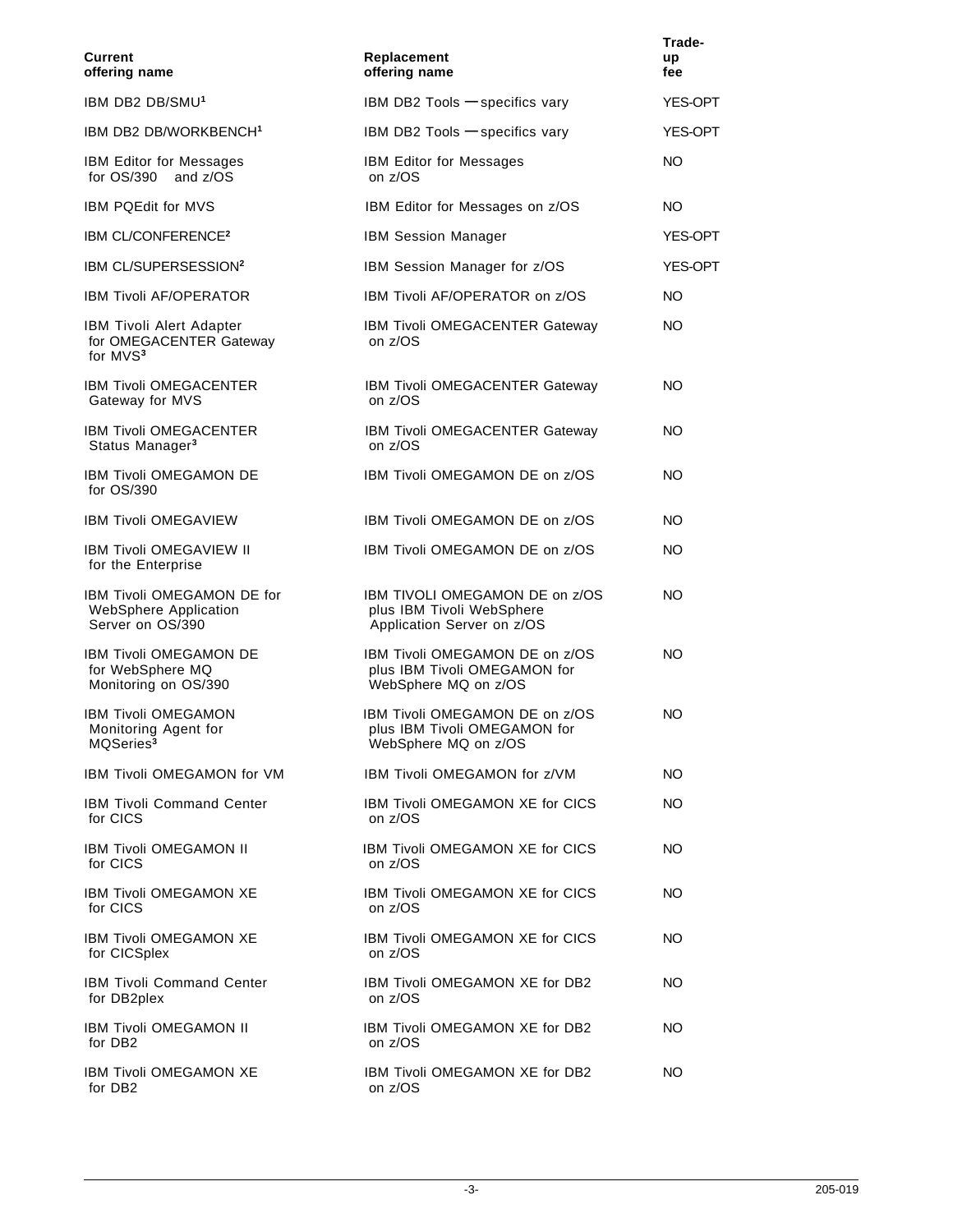| Current offering name | Replacement offering name | Trade-up fee |
|---|---|---|
| IBM DB2 DB/SMU[1] | IBM DB2 Tools — specifics vary | YES-OPT |
| IBM DB2 DB/WORKBENCH[1] | IBM DB2 Tools — specifics vary | YES-OPT |
| IBM Editor for Messages for OS/390 and z/OS | IBM Editor for Messages on z/OS | NO |
| IBM PQEdit for MVS | IBM Editor for Messages on z/OS | NO |
| IBM CL/CONFERENCE[2] | IBM Session Manager | YES-OPT |
| IBM CL/SUPERSESSION[2] | IBM Session Manager for z/OS | YES-OPT |
| IBM Tivoli AF/OPERATOR | IBM Tivoli AF/OPERATOR on z/OS | NO |
| IBM Tivoli Alert Adapter for OMEGACENTER Gateway for MVS[3] | IBM Tivoli OMEGACENTER Gateway on z/OS | NO |
| IBM Tivoli OMEGACENTER Gateway for MVS | IBM Tivoli OMEGACENTER Gateway on z/OS | NO |
| IBM Tivoli OMEGACENTER Status Manager[3] | IBM Tivoli OMEGACENTER Gateway on z/OS | NO |
| IBM Tivoli OMEGAMON DE for OS/390 | IBM Tivoli OMEGAMON DE on z/OS | NO |
| IBM Tivoli OMEGAVIEW | IBM Tivoli OMEGAMON DE on z/OS | NO |
| IBM Tivoli OMEGAVIEW II for the Enterprise | IBM Tivoli OMEGAMON DE on z/OS | NO |
| IBM Tivoli OMEGAMON DE for WebSphere Application Server on OS/390 | IBM TIVOLI OMEGAMON DE on z/OS plus IBM Tivoli WebSphere Application Server on z/OS | NO |
| IBM Tivoli OMEGAMON DE for WebSphere MQ Monitoring on OS/390 | IBM Tivoli OMEGAMON DE on z/OS plus IBM Tivoli OMEGAMON for WebSphere MQ on z/OS | NO |
| IBM Tivoli OMEGAMON Monitoring Agent for MQSeries[3] | IBM Tivoli OMEGAMON DE on z/OS plus IBM Tivoli OMEGAMON for WebSphere MQ on z/OS | NO |
| IBM Tivoli OMEGAMON for VM | IBM Tivoli OMEGAMON for z/VM | NO |
| IBM Tivoli Command Center for CICS | IBM Tivoli OMEGAMON XE for CICS on z/OS | NO |
| IBM Tivoli OMEGAMON II for CICS | IBM Tivoli OMEGAMON XE for CICS on z/OS | NO |
| IBM Tivoli OMEGAMON XE for CICS | IBM Tivoli OMEGAMON XE for CICS on z/OS | NO |
| IBM Tivoli OMEGAMON XE for CICSplex | IBM Tivoli OMEGAMON XE for CICS on z/OS | NO |
| IBM Tivoli Command Center for DB2plex | IBM Tivoli OMEGAMON XE for DB2 on z/OS | NO |
| IBM Tivoli OMEGAMON II for DB2 | IBM Tivoli OMEGAMON XE for DB2 on z/OS | NO |
| IBM Tivoli OMEGAMON XE for DB2 | IBM Tivoli OMEGAMON XE for DB2 on z/OS | NO |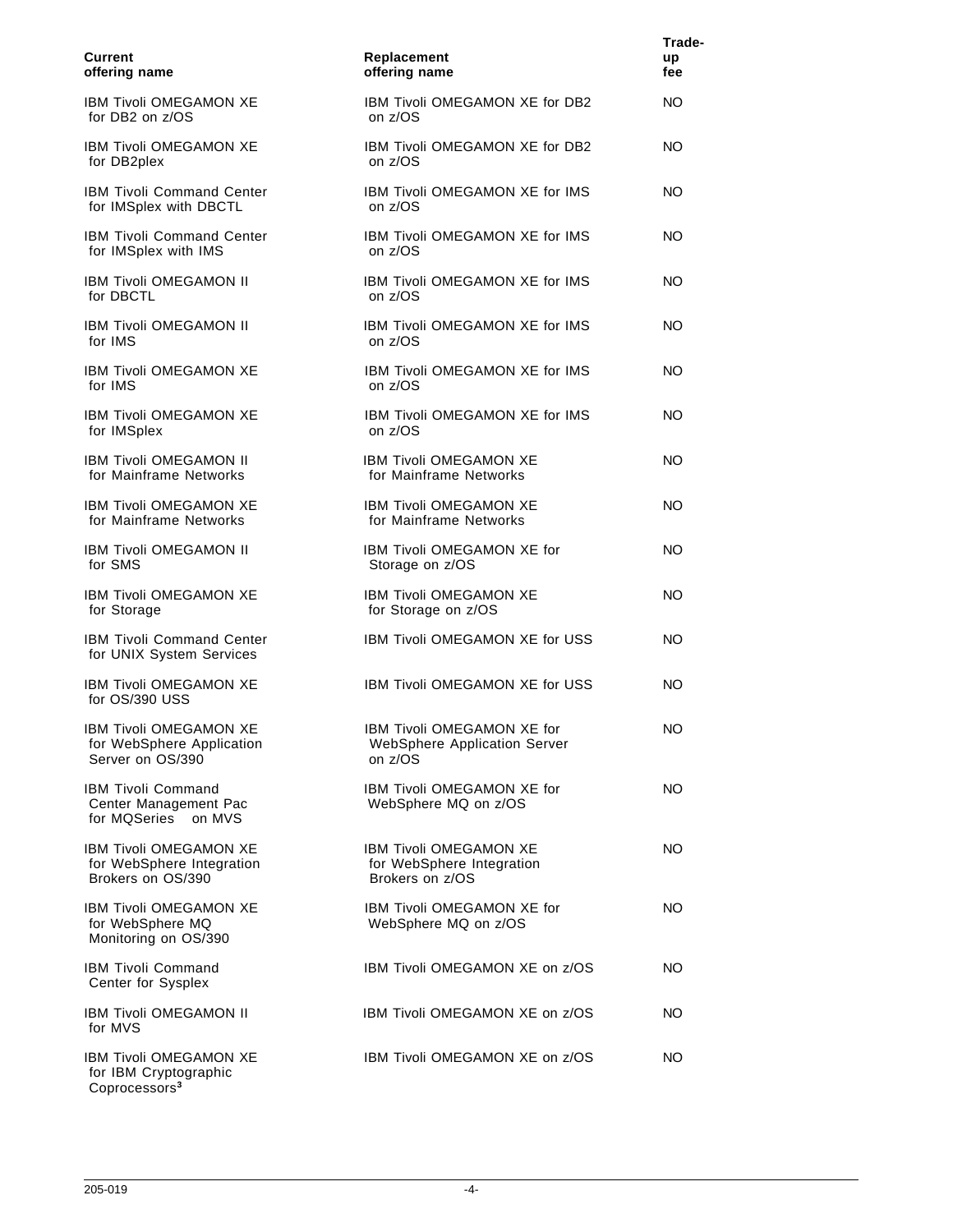| Current offering name | Replacement offering name | Trade-up fee |
|---|---|---|
| IBM Tivoli OMEGAMON XE for DB2 on z/OS | IBM Tivoli OMEGAMON XE for DB2 on z/OS | NO |
| IBM Tivoli OMEGAMON XE for DB2plex | IBM Tivoli OMEGAMON XE for DB2 on z/OS | NO |
| IBM Tivoli Command Center for IMSplex with DBCTL | IBM Tivoli OMEGAMON XE for IMS on z/OS | NO |
| IBM Tivoli Command Center for IMSplex with IMS | IBM Tivoli OMEGAMON XE for IMS on z/OS | NO |
| IBM Tivoli OMEGAMON II for DBCTL | IBM Tivoli OMEGAMON XE for IMS on z/OS | NO |
| IBM Tivoli OMEGAMON II for IMS | IBM Tivoli OMEGAMON XE for IMS on z/OS | NO |
| IBM Tivoli OMEGAMON XE for IMS | IBM Tivoli OMEGAMON XE for IMS on z/OS | NO |
| IBM Tivoli OMEGAMON XE for IMSplex | IBM Tivoli OMEGAMON XE for IMS on z/OS | NO |
| IBM Tivoli OMEGAMON II for Mainframe Networks | IBM Tivoli OMEGAMON XE for Mainframe Networks | NO |
| IBM Tivoli OMEGAMON XE for Mainframe Networks | IBM Tivoli OMEGAMON XE for Mainframe Networks | NO |
| IBM Tivoli OMEGAMON II for SMS | IBM Tivoli OMEGAMON XE for Storage on z/OS | NO |
| IBM Tivoli OMEGAMON XE for Storage | IBM Tivoli OMEGAMON XE for Storage on z/OS | NO |
| IBM Tivoli Command Center for UNIX System Services | IBM Tivoli OMEGAMON XE for USS | NO |
| IBM Tivoli OMEGAMON XE for OS/390 USS | IBM Tivoli OMEGAMON XE for USS | NO |
| IBM Tivoli OMEGAMON XE for WebSphere Application Server on OS/390 | IBM Tivoli OMEGAMON XE for WebSphere Application Server on z/OS | NO |
| IBM Tivoli Command Center Management Pac for MQSeries on MVS | IBM Tivoli OMEGAMON XE for WebSphere MQ on z/OS | NO |
| IBM Tivoli OMEGAMON XE for WebSphere Integration Brokers on OS/390 | IBM Tivoli OMEGAMON XE for WebSphere Integration Brokers on z/OS | NO |
| IBM Tivoli OMEGAMON XE for WebSphere MQ Monitoring on OS/390 | IBM Tivoli OMEGAMON XE for WebSphere MQ on z/OS | NO |
| IBM Tivoli Command Center for Sysplex | IBM Tivoli OMEGAMON XE on z/OS | NO |
| IBM Tivoli OMEGAMON II for MVS | IBM Tivoli OMEGAMON XE on z/OS | NO |
| IBM Tivoli OMEGAMON XE for IBM Cryptographic Coprocessors[3] | IBM Tivoli OMEGAMON XE on z/OS | NO |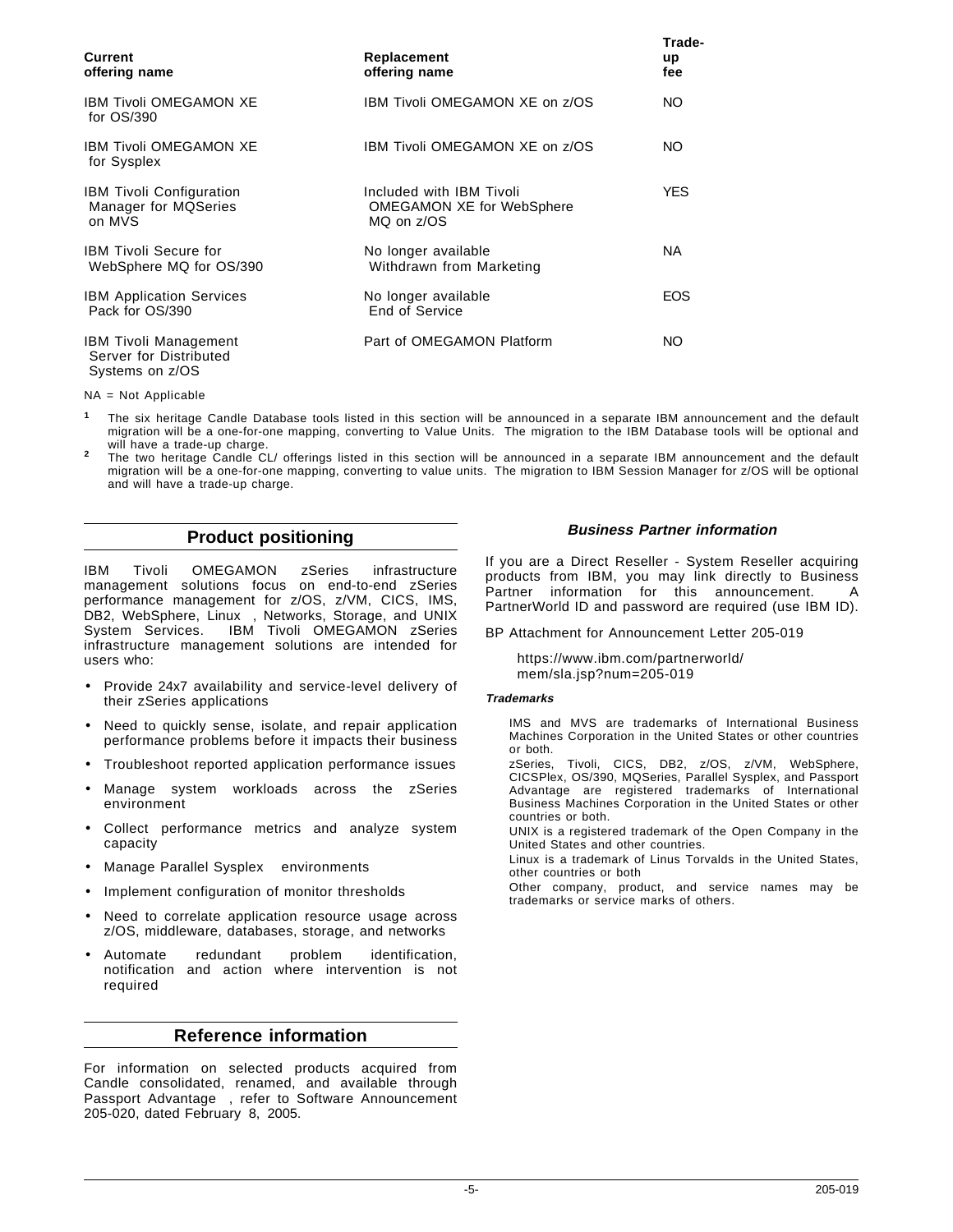| Current offering name | Replacement offering name | Trade-up fee |
|---|---|---|
| IBM Tivoli OMEGAMON XE for OS/390 | IBM Tivoli OMEGAMON XE on z/OS | NO |
| IBM Tivoli OMEGAMON XE for Sysplex | IBM Tivoli OMEGAMON XE on z/OS | NO |
| IBM Tivoli Configuration Manager for MQSeries on MVS | Included with IBM Tivoli OMEGAMON XE for WebSphere MQ on z/OS | YES |
| IBM Tivoli Secure for WebSphere MQ for OS/390 | No longer available Withdrawn from Marketing | NA |
| IBM Application Services Pack for OS/390 | No longer available End of Service | EOS |
| IBM Tivoli Management Server for Distributed Systems on z/OS | Part of OMEGAMON Platform | NO |

NA = Not Applicable

[1] The six heritage Candle Database tools listed in this section will be announced in a separate IBM announcement and the default migration will be a one-for-one mapping, converting to Value Units. The migration to the IBM Database tools will be optional and will have a trade-up charge.

[2] The two heritage Candle CL/ offerings listed in this section will be announced in a separate IBM announcement and the default migration will be a one-for-one mapping, converting to value units. The migration to IBM Session Manager for z/OS will be optional and will have a trade-up charge.

## Product positioning

IBM Tivoli OMEGAMON zSeries infrastructure management solutions focus on end-to-end zSeries performance management for z/OS, z/VM, CICS, IMS, DB2, WebSphere, Linux, Networks, Storage, and UNIX System Services. IBM Tivoli OMEGAMON zSeries infrastructure management solutions are intended for users who:

- Provide 24x7 availability and service-level delivery of their zSeries applications
- Need to quickly sense, isolate, and repair application performance problems before it impacts their business
- Troubleshoot reported application performance issues
- Manage system workloads across the zSeries environment
- Collect performance metrics and analyze system capacity
- Manage Parallel Sysplex environments
- Implement configuration of monitor thresholds
- Need to correlate application resource usage across z/OS, middleware, databases, storage, and networks
- Automate redundant problem identification, notification and action where intervention is not required

## Reference information

For information on selected products acquired from Candle consolidated, renamed, and available through Passport Advantage, refer to Software Announcement 205-020, dated February 8, 2005.

### *Business Partner information*

If you are a Direct Reseller - System Reseller acquiring products from IBM, you may link directly to Business Partner information for this announcement. A PartnerWorld ID and password are required (use IBM ID).

BP Attachment for Announcement Letter 205-019

https://www.ibm.com/partnerworld/mem/sla.jsp?num=205-019

#### *Trademarks*

IMS and MVS are trademarks of International Business Machines Corporation in the United States or other countries or both.

zSeries, Tivoli, CICS, DB2, z/OS, z/VM, WebSphere, CICSPlex, OS/390, MQSeries, Parallel Sysplex, and Passport Advantage are registered trademarks of International Business Machines Corporation in the United States or other countries or both.

UNIX is a registered trademark of the Open Company in the United States and other countries.

Linux is a trademark of Linus Torvalds in the United States, other countries or both

Other company, product, and service names may be trademarks or service marks of others.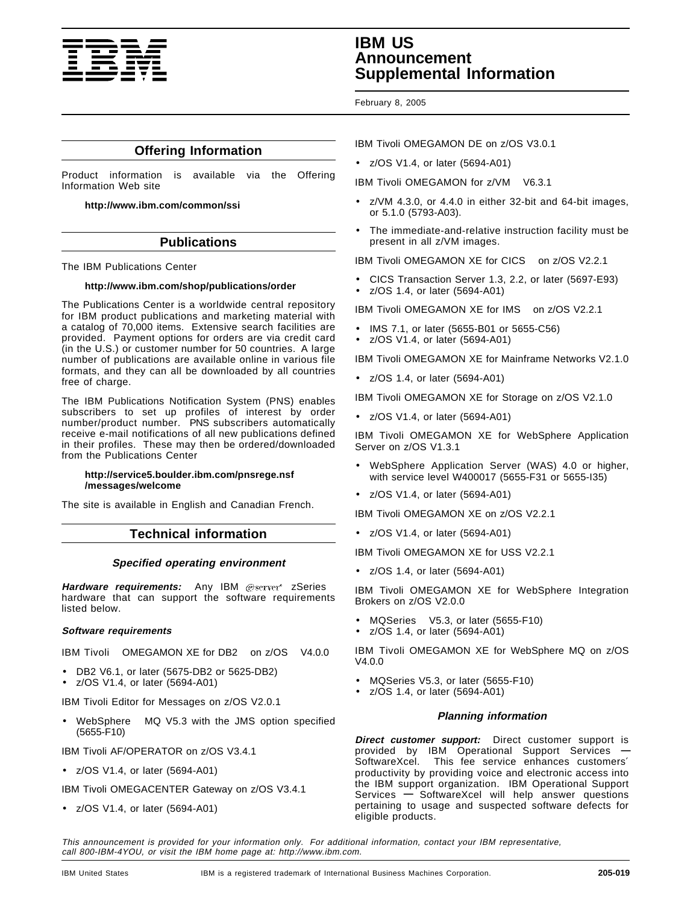## Offering Information

Product information is available via the Offering Information Web site

**http://www.ibm.com/common/ssi**

## Publications

The IBM Publications Center

**http://www.ibm.com/shop/publications/order**

The Publications Center is a worldwide central repository for IBM product publications and marketing material with a catalog of 70,000 items. Extensive search facilities are provided. Payment options for orders are via credit card (in the U.S.) or customer number for 50 countries. A large number of publications are available online in various file formats, and they can all be downloaded by all countries free of charge.

The IBM Publications Notification System (PNS) enables subscribers to set up profiles of interest by order number/product number. PNS subscribers automatically receive e-mail notifications of all new publications defined in their profiles. These may then be ordered/downloaded from the Publications Center

**http://service5.boulder.ibm.com/pnsrege.nsf /messages/welcome**

The site is available in English and Canadian French.

## Technical information

### *Specified operating environment*

***Hardware requirements:*** Any IBM @server zSeries hardware that can support the software requirements listed below.

***Software requirements***

IBM Tivoli OMEGAMON XE for DB2 on z/OS V4.0.0

- DB2 V6.1, or later (5675-DB2 or 5625-DB2)
- z/OS V1.4, or later (5694-A01)

IBM Tivoli Editor for Messages on z/OS V2.0.1

- WebSphere MQ V5.3 with the JMS option specified (5655-F10)

IBM Tivoli AF/OPERATOR on z/OS V3.4.1

- z/OS V1.4, or later (5694-A01)

IBM Tivoli OMEGACENTER Gateway on z/OS V3.4.1

- z/OS V1.4, or later (5694-A01)

IBM Tivoli OMEGAMON DE on z/OS V3.0.1

- z/OS V1.4, or later (5694-A01)

IBM Tivoli OMEGAMON for z/VM V6.3.1

- z/VM 4.3.0, or 4.4.0 in either 32-bit and 64-bit images, or 5.1.0 (5793-A03).
- The immediate-and-relative instruction facility must be present in all z/VM images.

IBM Tivoli OMEGAMON XE for CICS on z/OS V2.2.1

- CICS Transaction Server 1.3, 2.2, or later (5697-E93)
- z/OS 1.4, or later (5694-A01)

IBM Tivoli OMEGAMON XE for IMS on z/OS V2.2.1

- IMS 7.1, or later (5655-B01 or 5655-C56)
- z/OS V1.4, or later (5694-A01)

IBM Tivoli OMEGAMON XE for Mainframe Networks V2.1.0

- z/OS 1.4, or later (5694-A01)

IBM Tivoli OMEGAMON XE for Storage on z/OS V2.1.0

- z/OS V1.4, or later (5694-A01)

IBM Tivoli OMEGAMON XE for WebSphere Application Server on z/OS V1.3.1

- WebSphere Application Server (WAS) 4.0 or higher, with service level W400017 (5655-F31 or 5655-I35)
- z/OS V1.4, or later (5694-A01)

IBM Tivoli OMEGAMON XE on z/OS V2.2.1

- z/OS V1.4, or later (5694-A01)

IBM Tivoli OMEGAMON XE for USS V2.2.1

- z/OS 1.4, or later (5694-A01)

IBM Tivoli OMEGAMON XE for WebSphere Integration Brokers on z/OS V2.0.0

- MQSeries V5.3, or later (5655-F10)
- z/OS 1.4, or later (5694-A01)

IBM Tivoli OMEGAMON XE for WebSphere MQ on z/OS V4.0.0

- MQSeries V5.3, or later (5655-F10)
- z/OS 1.4, or later (5694-A01)

### *Planning information*

***Direct customer support:*** Direct customer support is provided by IBM Operational Support Services — SoftwareXcel. This fee service enhances customers' productivity by providing voice and electronic access into the IBM support organization. IBM Operational Support Services — SoftwareXcel will help answer questions pertaining to usage and suspected software defects for eligible products.

*This announcement is provided for your information only. For additional information, contact your IBM representative, call 800-IBM-4YOU, or visit the IBM home page at: http://www.ibm.com.*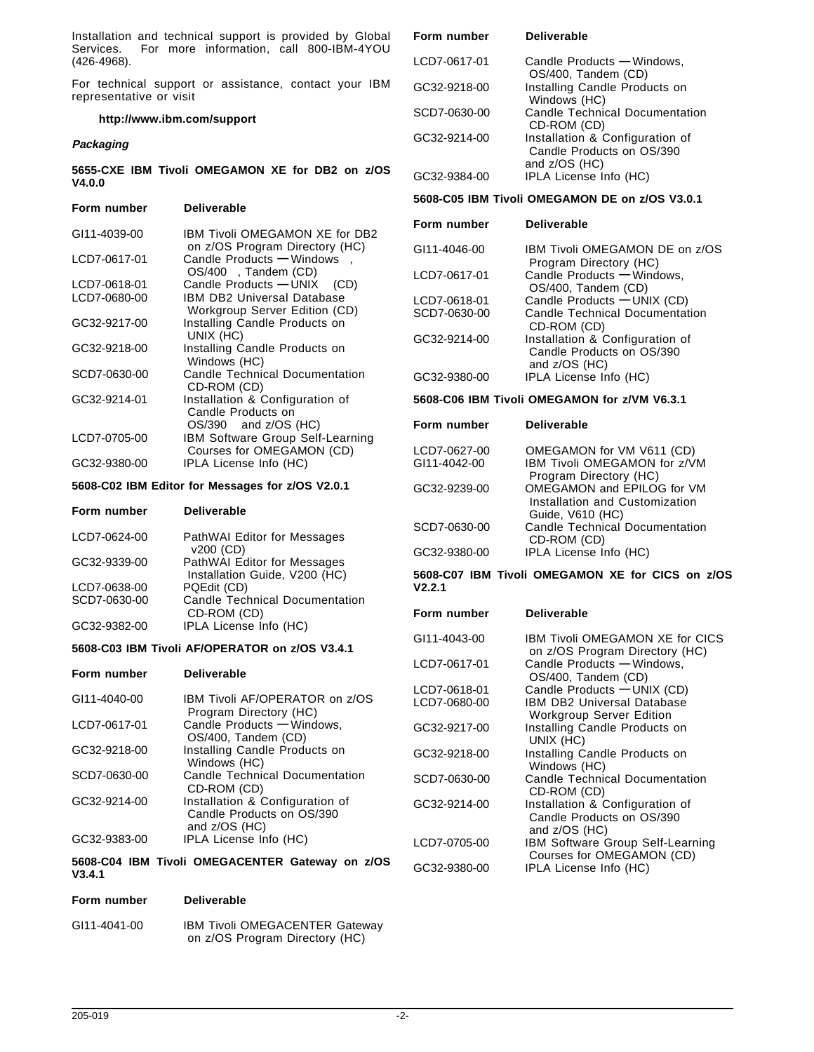Installation and technical support is provided by Global Services. For more information, call 800-IBM-4YOU (426-4968).

For technical support or assistance, contact your IBM representative or visit

**http://www.ibm.com/support**

***Packaging***

**5655-CXE IBM Tivoli OMEGAMON XE for DB2 on z/OS V4.0.0**

| Form number | Deliverable |
|---|---|
| GI11-4039-00 | IBM Tivoli OMEGAMON XE for DB2 on z/OS Program Directory (HC) |
| LCD7-0617-01 | Candle Products — Windows , OS/400 , Tandem (CD) |
| LCD7-0618-01 | Candle Products — UNIX (CD) |
| LCD7-0680-00 | IBM DB2 Universal Database Workgroup Server Edition (CD) |
| GC32-9217-00 | Installing Candle Products on UNIX (HC) |
| GC32-9218-00 | Installing Candle Products on Windows (HC) |
| SCD7-0630-00 | Candle Technical Documentation CD-ROM (CD) |
| GC32-9214-01 | Installation & Configuration of Candle Products on OS/390 and z/OS (HC) |
| LCD7-0705-00 | IBM Software Group Self-Learning Courses for OMEGAMON (CD) |
| GC32-9380-00 | IPLA License Info (HC) |

**5608-C02 IBM Editor for Messages for z/OS V2.0.1**

| Form number | Deliverable |
|---|---|
| LCD7-0624-00 | PathWAI Editor for Messages v200 (CD) |
| GC32-9339-00 | PathWAI Editor for Messages Installation Guide, V200 (HC) |
| LCD7-0638-00 | PQEdit (CD) |
| SCD7-0630-00 | Candle Technical Documentation CD-ROM (CD) |
| GC32-9382-00 | IPLA License Info (HC) |

**5608-C03 IBM Tivoli AF/OPERATOR on z/OS V3.4.1**

| Form number | Deliverable |
|---|---|
| GI11-4040-00 | IBM Tivoli AF/OPERATOR on z/OS Program Directory (HC) |
| LCD7-0617-01 | Candle Products — Windows, OS/400, Tandem (CD) |
| GC32-9218-00 | Installing Candle Products on Windows (HC) |
| SCD7-0630-00 | Candle Technical Documentation CD-ROM (CD) |
| GC32-9214-00 | Installation & Configuration of Candle Products on OS/390 and z/OS (HC) |
| GC32-9383-00 | IPLA License Info (HC) |

**5608-C04 IBM Tivoli OMEGACENTER Gateway on z/OS V3.4.1**

| Form number | Deliverable |
|---|---|
| GI11-4041-00 | IBM Tivoli OMEGACENTER Gateway on z/OS Program Directory (HC) |
| LCD7-0617-01 | Candle Products — Windows, OS/400, Tandem (CD) |
| GC32-9218-00 | Installing Candle Products on Windows (HC) |
| SCD7-0630-00 | Candle Technical Documentation CD-ROM (CD) |
| GC32-9214-00 | Installation & Configuration of Candle Products on OS/390 and z/OS (HC) |
| GC32-9384-00 | IPLA License Info (HC) |

**5608-C05 IBM Tivoli OMEGAMON DE on z/OS V3.0.1**

| Form number | Deliverable |
|---|---|
| GI11-4046-00 | IBM Tivoli OMEGAMON DE on z/OS Program Directory (HC) |
| LCD7-0617-01 | Candle Products — Windows, OS/400, Tandem (CD) |
| LCD7-0618-01 | Candle Products — UNIX (CD) |
| SCD7-0630-00 | Candle Technical Documentation CD-ROM (CD) |
| GC32-9214-00 | Installation & Configuration of Candle Products on OS/390 and z/OS (HC) |
| GC32-9380-00 | IPLA License Info (HC) |

**5608-C06 IBM Tivoli OMEGAMON for z/VM V6.3.1**

| Form number | Deliverable |
|---|---|
| LCD7-0627-00 | OMEGAMON for VM V611 (CD) |
| GI11-4042-00 | IBM Tivoli OMEGAMON for z/VM Program Directory (HC) |
| GC32-9239-00 | OMEGAMON and EPILOG for VM Installation and Customization Guide, V610 (HC) |
| SCD7-0630-00 | Candle Technical Documentation CD-ROM (CD) |
| GC32-9380-00 | IPLA License Info (HC) |

**5608-C07 IBM Tivoli OMEGAMON XE for CICS on z/OS V2.2.1**

| Form number | Deliverable |
|---|---|
| GI11-4043-00 | IBM Tivoli OMEGAMON XE for CICS on z/OS Program Directory (HC) |
| LCD7-0617-01 | Candle Products — Windows, OS/400, Tandem (CD) |
| LCD7-0618-01 | Candle Products — UNIX (CD) |
| LCD7-0680-00 | IBM DB2 Universal Database Workgroup Server Edition |
| GC32-9217-00 | Installing Candle Products on UNIX (HC) |
| GC32-9218-00 | Installing Candle Products on Windows (HC) |
| SCD7-0630-00 | Candle Technical Documentation CD-ROM (CD) |
| GC32-9214-00 | Installation & Configuration of Candle Products on OS/390 and z/OS (HC) |
| LCD7-0705-00 | IBM Software Group Self-Learning Courses for OMEGAMON (CD) |
| GC32-9380-00 | IPLA License Info (HC) |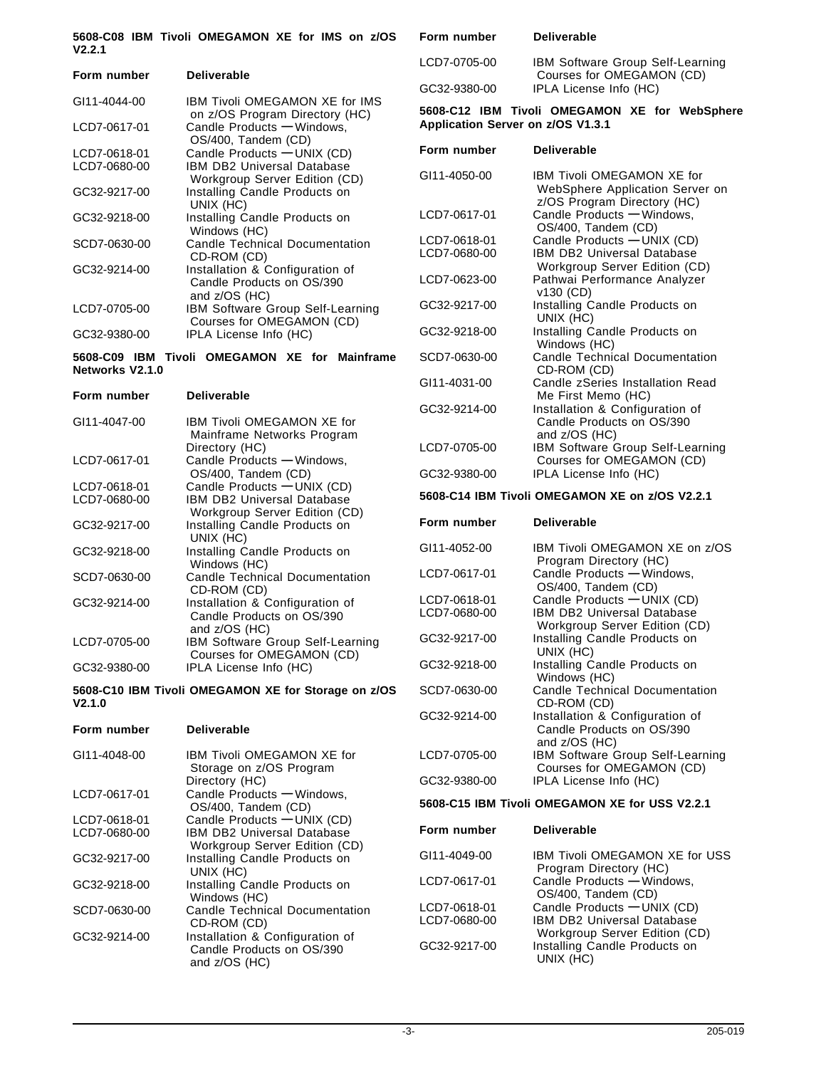**5608-C08 IBM Tivoli OMEGAMON XE for IMS on z/OS V2.2.1**

| Form number | Deliverable |
|---|---|
| GI11-4044-00 | IBM Tivoli OMEGAMON XE for IMS on z/OS Program Directory (HC) |
| LCD7-0617-01 | Candle Products — Windows, OS/400, Tandem (CD) |
| LCD7-0618-01 | Candle Products — UNIX (CD) |
| LCD7-0680-00 | IBM DB2 Universal Database Workgroup Server Edition (CD) |
| GC32-9217-00 | Installing Candle Products on UNIX (HC) |
| GC32-9218-00 | Installing Candle Products on Windows (HC) |
| SCD7-0630-00 | Candle Technical Documentation CD-ROM (CD) |
| GC32-9214-00 | Installation & Configuration of Candle Products on OS/390 and z/OS (HC) |
| LCD7-0705-00 | IBM Software Group Self-Learning Courses for OMEGAMON (CD) |
| GC32-9380-00 | IPLA License Info (HC) |

**5608-C09 IBM Tivoli OMEGAMON XE for Mainframe Networks V2.1.0**

| Form number | Deliverable |
|---|---|
| GI11-4047-00 | IBM Tivoli OMEGAMON XE for Mainframe Networks Program Directory (HC) |
| LCD7-0617-01 | Candle Products — Windows, OS/400, Tandem (CD) |
| LCD7-0618-01 | Candle Products — UNIX (CD) |
| LCD7-0680-00 | IBM DB2 Universal Database Workgroup Server Edition (CD) |
| GC32-9217-00 | Installing Candle Products on UNIX (HC) |
| GC32-9218-00 | Installing Candle Products on Windows (HC) |
| SCD7-0630-00 | Candle Technical Documentation CD-ROM (CD) |
| GC32-9214-00 | Installation & Configuration of Candle Products on OS/390 and z/OS (HC) |
| LCD7-0705-00 | IBM Software Group Self-Learning Courses for OMEGAMON (CD) |
| GC32-9380-00 | IPLA License Info (HC) |

**5608-C10 IBM Tivoli OMEGAMON XE for Storage on z/OS V2.1.0**

| Form number | Deliverable |
|---|---|
| GI11-4048-00 | IBM Tivoli OMEGAMON XE for Storage on z/OS Program Directory (HC) |
| LCD7-0617-01 | Candle Products — Windows, OS/400, Tandem (CD) |
| LCD7-0618-01 | Candle Products — UNIX (CD) |
| LCD7-0680-00 | IBM DB2 Universal Database Workgroup Server Edition (CD) |
| GC32-9217-00 | Installing Candle Products on UNIX (HC) |
| GC32-9218-00 | Installing Candle Products on Windows (HC) |
| SCD7-0630-00 | Candle Technical Documentation CD-ROM (CD) |
| GC32-9214-00 | Installation & Configuration of Candle Products on OS/390 and z/OS (HC) |
| LCD7-0705-00 | IBM Software Group Self-Learning Courses for OMEGAMON (CD) |
| GC32-9380-00 | IPLA License Info (HC) |

**5608-C12 IBM Tivoli OMEGAMON XE for WebSphere Application Server on z/OS V1.3.1**

| Form number | Deliverable |
|---|---|
| GI11-4050-00 | IBM Tivoli OMEGAMON XE for WebSphere Application Server on z/OS Program Directory (HC) |
| LCD7-0617-01 | Candle Products — Windows, OS/400, Tandem (CD) |
| LCD7-0618-01 | Candle Products — UNIX (CD) |
| LCD7-0680-00 | IBM DB2 Universal Database Workgroup Server Edition (CD) |
| LCD7-0623-00 | Pathwai Performance Analyzer v130 (CD) |
| GC32-9217-00 | Installing Candle Products on UNIX (HC) |
| GC32-9218-00 | Installing Candle Products on Windows (HC) |
| SCD7-0630-00 | Candle Technical Documentation CD-ROM (CD) |
| GI11-4031-00 | Candle zSeries Installation Read Me First Memo (HC) |
| GC32-9214-00 | Installation & Configuration of Candle Products on OS/390 and z/OS (HC) |
| LCD7-0705-00 | IBM Software Group Self-Learning Courses for OMEGAMON (CD) |
| GC32-9380-00 | IPLA License Info (HC) |

**5608-C14 IBM Tivoli OMEGAMON XE on z/OS V2.2.1**

| Form number | Deliverable |
|---|---|
| GI11-4052-00 | IBM Tivoli OMEGAMON XE on z/OS Program Directory (HC) |
| LCD7-0617-01 | Candle Products — Windows, OS/400, Tandem (CD) |
| LCD7-0618-01 | Candle Products — UNIX (CD) |
| LCD7-0680-00 | IBM DB2 Universal Database Workgroup Server Edition (CD) |
| GC32-9217-00 | Installing Candle Products on UNIX (HC) |
| GC32-9218-00 | Installing Candle Products on Windows (HC) |
| SCD7-0630-00 | Candle Technical Documentation CD-ROM (CD) |
| GC32-9214-00 | Installation & Configuration of Candle Products on OS/390 and z/OS (HC) |
| LCD7-0705-00 | IBM Software Group Self-Learning Courses for OMEGAMON (CD) |
| GC32-9380-00 | IPLA License Info (HC) |

**5608-C15 IBM Tivoli OMEGAMON XE for USS V2.2.1**

| Form number | Deliverable |
|---|---|
| GI11-4049-00 | IBM Tivoli OMEGAMON XE for USS Program Directory (HC) |
| LCD7-0617-01 | Candle Products — Windows, OS/400, Tandem (CD) |
| LCD7-0618-01 | Candle Products — UNIX (CD) |
| LCD7-0680-00 | IBM DB2 Universal Database Workgroup Server Edition (CD) |
| GC32-9217-00 | Installing Candle Products on UNIX (HC) |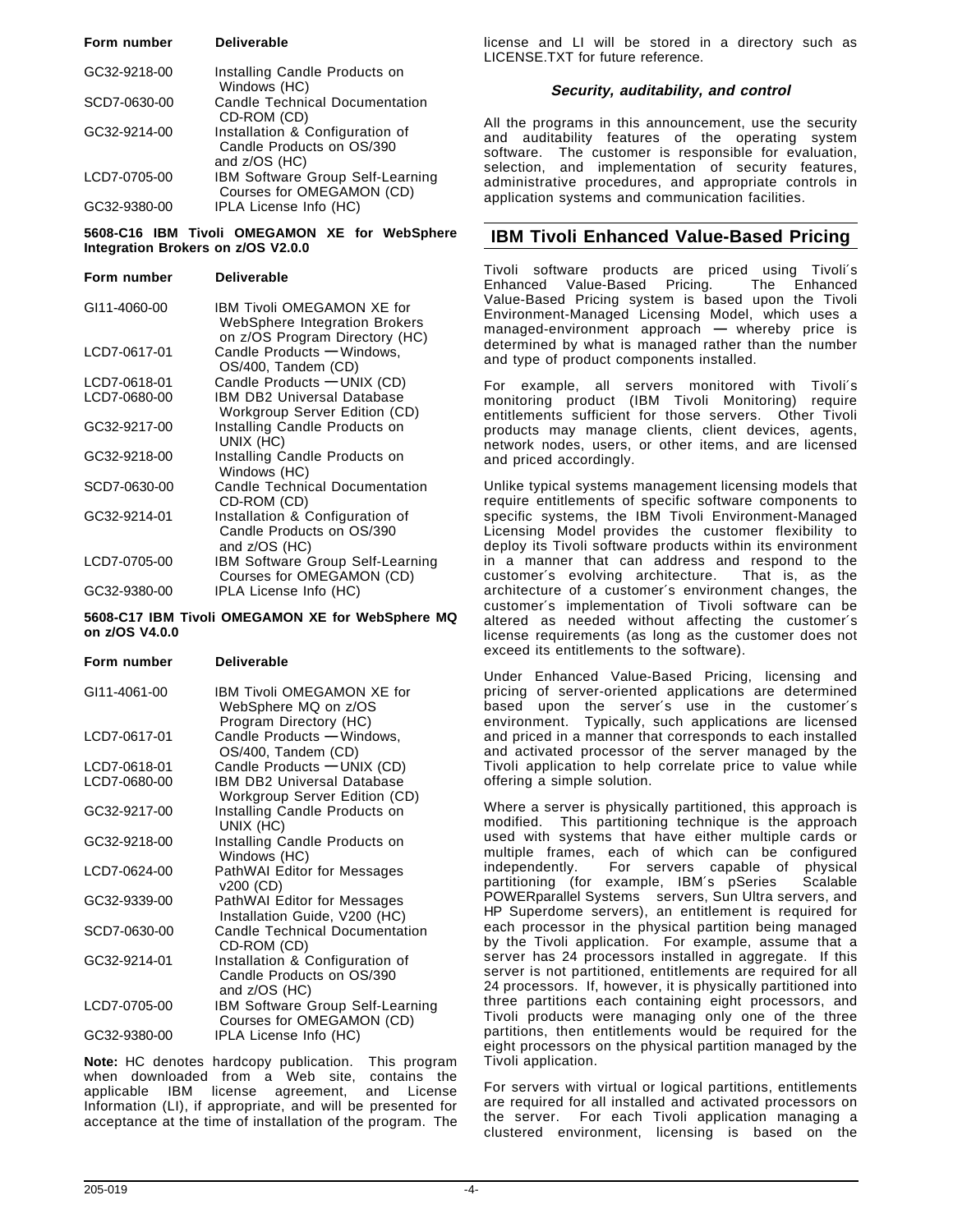| Form number | Deliverable |
|---|---|
| GC32-9218-00 | Installing Candle Products on Windows (HC) |
| SCD7-0630-00 | Candle Technical Documentation CD-ROM (CD) |
| GC32-9214-00 | Installation & Configuration of Candle Products on OS/390 and z/OS (HC) |
| LCD7-0705-00 | IBM Software Group Self-Learning Courses for OMEGAMON (CD) |
| GC32-9380-00 | IPLA License Info (HC) |

**5608-C16 IBM Tivoli OMEGAMON XE for WebSphere Integration Brokers on z/OS V2.0.0**

| Form number | Deliverable |
|---|---|
| GI11-4060-00 | IBM Tivoli OMEGAMON XE for WebSphere Integration Brokers on z/OS Program Directory (HC) |
| LCD7-0617-01 | Candle Products — Windows, OS/400, Tandem (CD) |
| LCD7-0618-01 | Candle Products — UNIX (CD) |
| LCD7-0680-00 | IBM DB2 Universal Database Workgroup Server Edition (CD) |
| GC32-9217-00 | Installing Candle Products on UNIX (HC) |
| GC32-9218-00 | Installing Candle Products on Windows (HC) |
| SCD7-0630-00 | Candle Technical Documentation CD-ROM (CD) |
| GC32-9214-01 | Installation & Configuration of Candle Products on OS/390 and z/OS (HC) |
| LCD7-0705-00 | IBM Software Group Self-Learning Courses for OMEGAMON (CD) |
| GC32-9380-00 | IPLA License Info (HC) |

**5608-C17 IBM Tivoli OMEGAMON XE for WebSphere MQ on z/OS V4.0.0**

| Form number | Deliverable |
|---|---|
| GI11-4061-00 | IBM Tivoli OMEGAMON XE for WebSphere MQ on z/OS Program Directory (HC) |
| LCD7-0617-01 | Candle Products — Windows, OS/400, Tandem (CD) |
| LCD7-0618-01 | Candle Products — UNIX (CD) |
| LCD7-0680-00 | IBM DB2 Universal Database Workgroup Server Edition (CD) |
| GC32-9217-00 | Installing Candle Products on UNIX (HC) |
| GC32-9218-00 | Installing Candle Products on Windows (HC) |
| LCD7-0624-00 | PathWAI Editor for Messages v200 (CD) |
| GC32-9339-00 | PathWAI Editor for Messages Installation Guide, V200 (HC) |
| SCD7-0630-00 | Candle Technical Documentation CD-ROM (CD) |
| GC32-9214-01 | Installation & Configuration of Candle Products on OS/390 and z/OS (HC) |
| LCD7-0705-00 | IBM Software Group Self-Learning Courses for OMEGAMON (CD) |
| GC32-9380-00 | IPLA License Info (HC) |

**Note:** HC denotes hardcopy publication. This program when downloaded from a Web site, contains the applicable IBM license agreement, and License Information (LI), if appropriate, and will be presented for acceptance at the time of installation of the program. The license and LI will be stored in a directory such as LICENSE.TXT for future reference.

### *Security, auditability, and control*

All the programs in this announcement, use the security and auditability features of the operating system software. The customer is responsible for evaluation, selection, and implementation of security features, administrative procedures, and appropriate controls in application systems and communication facilities.

## IBM Tivoli Enhanced Value-Based Pricing

Tivoli software products are priced using Tivoli´s Enhanced Value-Based Pricing. The Enhanced Value-Based Pricing system is based upon the Tivoli Environment-Managed Licensing Model, which uses a managed-environment approach — whereby price is determined by what is managed rather than the number and type of product components installed.

For example, all servers monitored with Tivoli´s monitoring product (IBM Tivoli Monitoring) require entitlements sufficient for those servers. Other Tivoli products may manage clients, client devices, agents, network nodes, users, or other items, and are licensed and priced accordingly.

Unlike typical systems management licensing models that require entitlements of specific software components to specific systems, the IBM Tivoli Environment-Managed Licensing Model provides the customer flexibility to deploy its Tivoli software products within its environment in a manner that can address and respond to the customer´s evolving architecture. That is, as the architecture of a customer´s environment changes, the customer´s implementation of Tivoli software can be altered as needed without affecting the customer´s license requirements (as long as the customer does not exceed its entitlements to the software).

Under Enhanced Value-Based Pricing, licensing and pricing of server-oriented applications are determined based upon the server´s use in the customer´s environment. Typically, such applications are licensed and priced in a manner that corresponds to each installed and activated processor of the server managed by the Tivoli application to help correlate price to value while offering a simple solution.

Where a server is physically partitioned, this approach is modified. This partitioning technique is the approach used with systems that have either multiple cards or multiple frames, each of which can be configured independently. For servers capable of physical partitioning (for example, IBM´s pSeries Scalable POWERparallel Systems servers, Sun Ultra servers, and HP Superdome servers), an entitlement is required for each processor in the physical partition being managed by the Tivoli application. For example, assume that a server has 24 processors installed in aggregate. If this server is not partitioned, entitlements are required for all 24 processors. If, however, it is physically partitioned into three partitions each containing eight processors, and Tivoli products were managing only one of the three partitions, then entitlements would be required for the eight processors on the physical partition managed by the Tivoli application.

For servers with virtual or logical partitions, entitlements are required for all installed and activated processors on the server. For each Tivoli application managing a clustered environment, licensing is based on the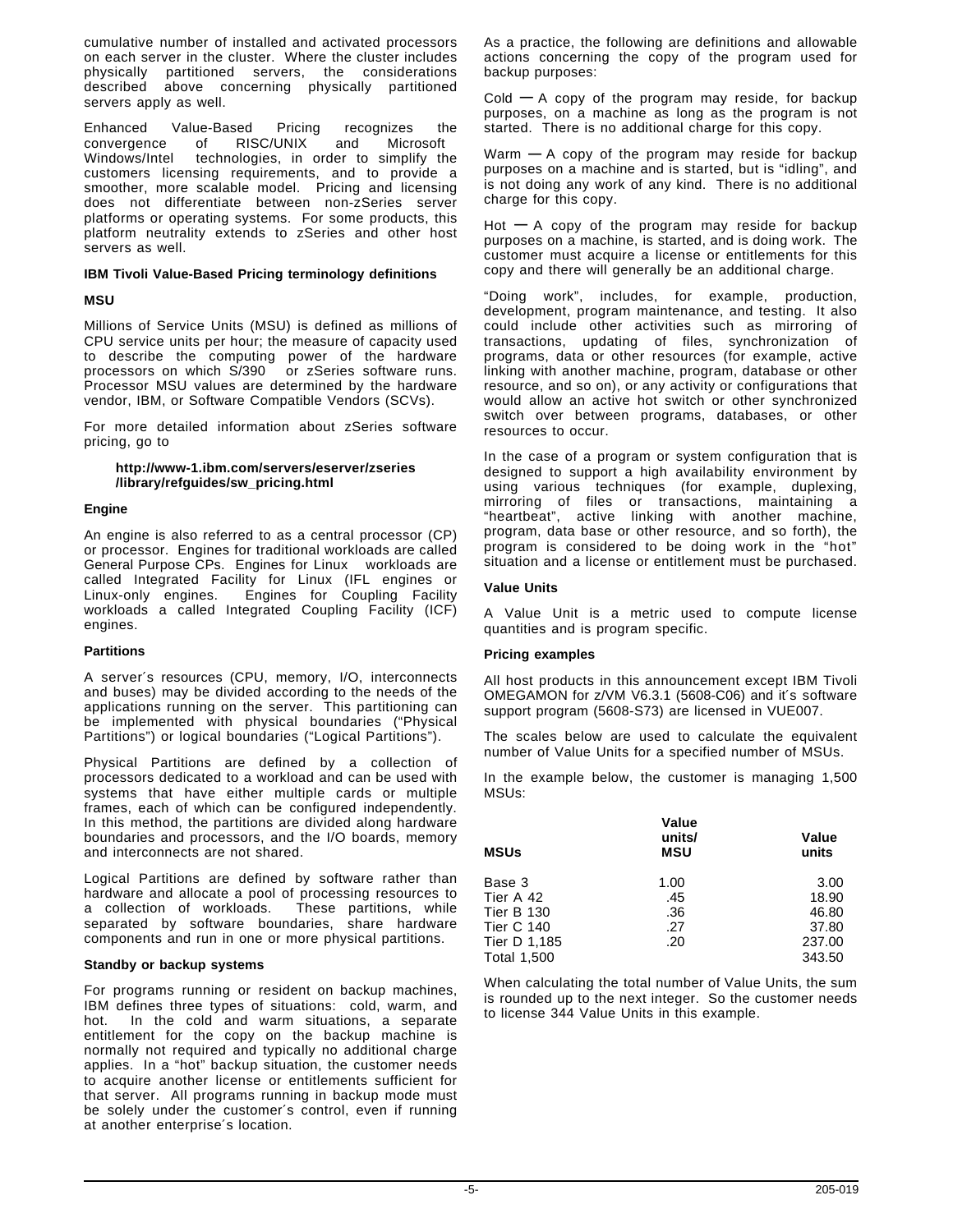cumulative number of installed and activated processors on each server in the cluster. Where the cluster includes physically partitioned servers, the considerations described above concerning physically partitioned servers apply as well.

Enhanced Value-Based Pricing recognizes the convergence of RISC/UNIX and Microsoft Windows/Intel technologies, in order to simplify the customers licensing requirements, and to provide a smoother, more scalable model. Pricing and licensing does not differentiate between non-zSeries server platforms or operating systems. For some products, this platform neutrality extends to zSeries and other host servers as well.

**IBM Tivoli Value-Based Pricing terminology definitions**

**MSU**

Millions of Service Units (MSU) is defined as millions of CPU service units per hour; the measure of capacity used to describe the computing power of the hardware processors on which S/390 or zSeries software runs. Processor MSU values are determined by the hardware vendor, IBM, or Software Compatible Vendors (SCVs).

For more detailed information about zSeries software pricing, go to

**http://www-1.ibm.com/servers/eserver/zseries/library/refguides/sw_pricing.html**

**Engine**

An engine is also referred to as a central processor (CP) or processor. Engines for traditional workloads are called General Purpose CPs. Engines for Linux workloads are called Integrated Facility for Linux (IFL engines or Linux-only engines. Engines for Coupling Facility workloads a called Integrated Coupling Facility (ICF) engines.

**Partitions**

A server´s resources (CPU, memory, I/O, interconnects and buses) may be divided according to the needs of the applications running on the server. This partitioning can be implemented with physical boundaries ("Physical Partitions") or logical boundaries ("Logical Partitions").

Physical Partitions are defined by a collection of processors dedicated to a workload and can be used with systems that have either multiple cards or multiple frames, each of which can be configured independently. In this method, the partitions are divided along hardware boundaries and processors, and the I/O boards, memory and interconnects are not shared.

Logical Partitions are defined by software rather than hardware and allocate a pool of processing resources to a collection of workloads. These partitions, while separated by software boundaries, share hardware components and run in one or more physical partitions.

**Standby or backup systems**

For programs running or resident on backup machines, IBM defines three types of situations: cold, warm, and hot. In the cold and warm situations, a separate entitlement for the copy on the backup machine is normally not required and typically no additional charge applies. In a "hot" backup situation, the customer needs to acquire another license or entitlements sufficient for that server. All programs running in backup mode must be solely under the customer´s control, even if running at another enterprise´s location.

As a practice, the following are definitions and allowable actions concerning the copy of the program used for backup purposes:

Cold — A copy of the program may reside, for backup purposes, on a machine as long as the program is not started. There is no additional charge for this copy.

Warm — A copy of the program may reside for backup purposes on a machine and is started, but is "idling", and is not doing any work of any kind. There is no additional charge for this copy.

Hot — A copy of the program may reside for backup purposes on a machine, is started, and is doing work. The customer must acquire a license or entitlements for this copy and there will generally be an additional charge.

"Doing work", includes, for example, production, development, program maintenance, and testing. It also could include other activities such as mirroring of transactions, updating of files, synchronization of programs, data or other resources (for example, active linking with another machine, program, database or other resource, and so on), or any activity or configurations that would allow an active hot switch or other synchronized switch over between programs, databases, or other resources to occur.

In the case of a program or system configuration that is designed to support a high availability environment by using various techniques (for example, duplexing, mirroring of files or transactions, maintaining a "heartbeat", active linking with another machine, program, data base or other resource, and so forth), the program is considered to be doing work in the "hot" situation and a license or entitlement must be purchased.

**Value Units**

A Value Unit is a metric used to compute license quantities and is program specific.

**Pricing examples**

All host products in this announcement except IBM Tivoli OMEGAMON for z/VM V6.3.1 (5608-C06) and it´s software support program (5608-S73) are licensed in VUE007.

The scales below are used to calculate the equivalent number of Value Units for a specified number of MSUs.

In the example below, the customer is managing 1,500 MSUs:

| MSUs | Value units/ MSU | Value units |
|---|---|---|
| Base 3 | 1.00 | 3.00 |
| Tier A 42 | .45 | 18.90 |
| Tier B 130 | .36 | 46.80 |
| Tier C 140 | .27 | 37.80 |
| Tier D 1,185 | .20 | 237.00 |
| Total 1,500 | | 343.50 |

When calculating the total number of Value Units, the sum is rounded up to the next integer. So the customer needs to license 344 Value Units in this example.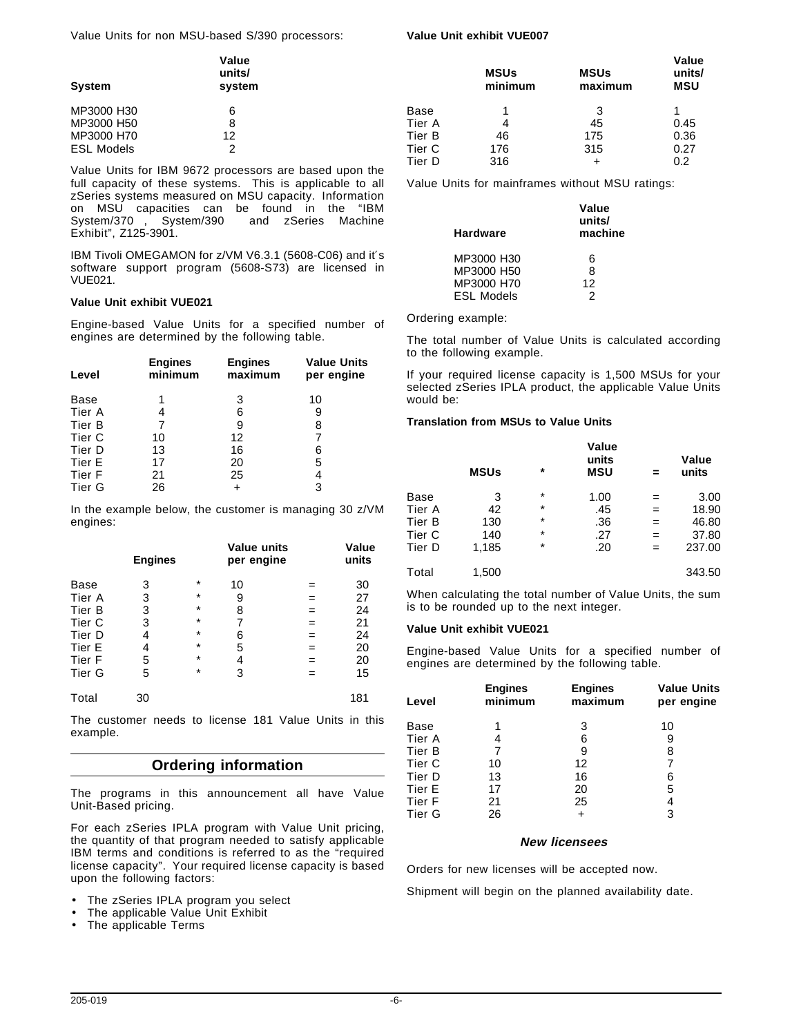Value Units for non MSU-based S/390 processors:

| System | Value units/ system |
|---|---|
| MP3000 H30 | 6 |
| MP3000 H50 | 8 |
| MP3000 H70 | 12 |
| ESL Models | 2 |

Value Units for IBM 9672 processors are based upon the full capacity of these systems. This is applicable to all zSeries systems measured on MSU capacity. Information on MSU capacities can be found in the "IBM System/370 , System/390 and zSeries Machine Exhibit", Z125-3901.

IBM Tivoli OMEGAMON for z/VM V6.3.1 (5608-C06) and it´s software support program (5608-S73) are licensed in VUE021.

**Value Unit exhibit VUE021**

Engine-based Value Units for a specified number of engines are determined by the following table.

| Level | Engines minimum | Engines maximum | Value Units per engine |
|---|---|---|---|
| Base | 1 | 3 | 10 |
| Tier A | 4 | 6 | 9 |
| Tier B | 7 | 9 | 8 |
| Tier C | 10 | 12 | 7 |
| Tier D | 13 | 16 | 6 |
| Tier E | 17 | 20 | 5 |
| Tier F | 21 | 25 | 4 |
| Tier G | 26 | + | 3 |

In the example below, the customer is managing 30 z/VM engines:

| | Engines | | Value units per engine | | Value units |
|---|---|---|---|---|---|
| Base | 3 | * | 10 | = | 30 |
| Tier A | 3 | * | 9 | = | 27 |
| Tier B | 3 | * | 8 | = | 24 |
| Tier C | 3 | * | 7 | = | 21 |
| Tier D | 4 | * | 6 | = | 24 |
| Tier E | 4 | * | 5 | = | 20 |
| Tier F | 5 | * | 4 | = | 20 |
| Tier G | 5 | * | 3 | = | 15 |
| Total | 30 | | | | 181 |

The customer needs to license 181 Value Units in this example.

## Ordering information

The programs in this announcement all have Value Unit-Based pricing.

For each zSeries IPLA program with Value Unit pricing, the quantity of that program needed to satisfy applicable IBM terms and conditions is referred to as the "required license capacity". Your required license capacity is based upon the following factors:

- The zSeries IPLA program you select
- The applicable Value Unit Exhibit
- The applicable Terms

**Value Unit exhibit VUE007**

| | MSUs minimum | MSUs maximum | Value units/ MSU |
|---|---|---|---|
| Base | 1 | 3 | 1 |
| Tier A | 4 | 45 | 0.45 |
| Tier B | 46 | 175 | 0.36 |
| Tier C | 176 | 315 | 0.27 |
| Tier D | 316 | + | 0.2 |

Value Units for mainframes without MSU ratings:

| Hardware | Value units/ machine |
|---|---|
| MP3000 H30 | 6 |
| MP3000 H50 | 8 |
| MP3000 H70 | 12 |
| ESL Models | 2 |

Ordering example:

The total number of Value Units is calculated according to the following example.

If your required license capacity is 1,500 MSUs for your selected zSeries IPLA product, the applicable Value Units would be:

**Translation from MSUs to Value Units**

| | MSUs | * | Value units MSU | = | Value units |
|---|---|---|---|---|---|
| Base | 3 | * | 1.00 | = | 3.00 |
| Tier A | 42 | * | .45 | = | 18.90 |
| Tier B | 130 | * | .36 | = | 46.80 |
| Tier C | 140 | * | .27 | = | 37.80 |
| Tier D | 1,185 | * | .20 | = | 237.00 |
| Total | 1,500 | | | | 343.50 |

When calculating the total number of Value Units, the sum is to be rounded up to the next integer.

**Value Unit exhibit VUE021**

Engine-based Value Units for a specified number of engines are determined by the following table.

| Level | Engines minimum | Engines maximum | Value Units per engine |
|---|---|---|---|
| Base | 1 | 3 | 10 |
| Tier A | 4 | 6 | 9 |
| Tier B | 7 | 9 | 8 |
| Tier C | 10 | 12 | 7 |
| Tier D | 13 | 16 | 6 |
| Tier E | 17 | 20 | 5 |
| Tier F | 21 | 25 | 4 |
| Tier G | 26 | + | 3 |

### *New licensees*

Orders for new licenses will be accepted now.

Shipment will begin on the planned availability date.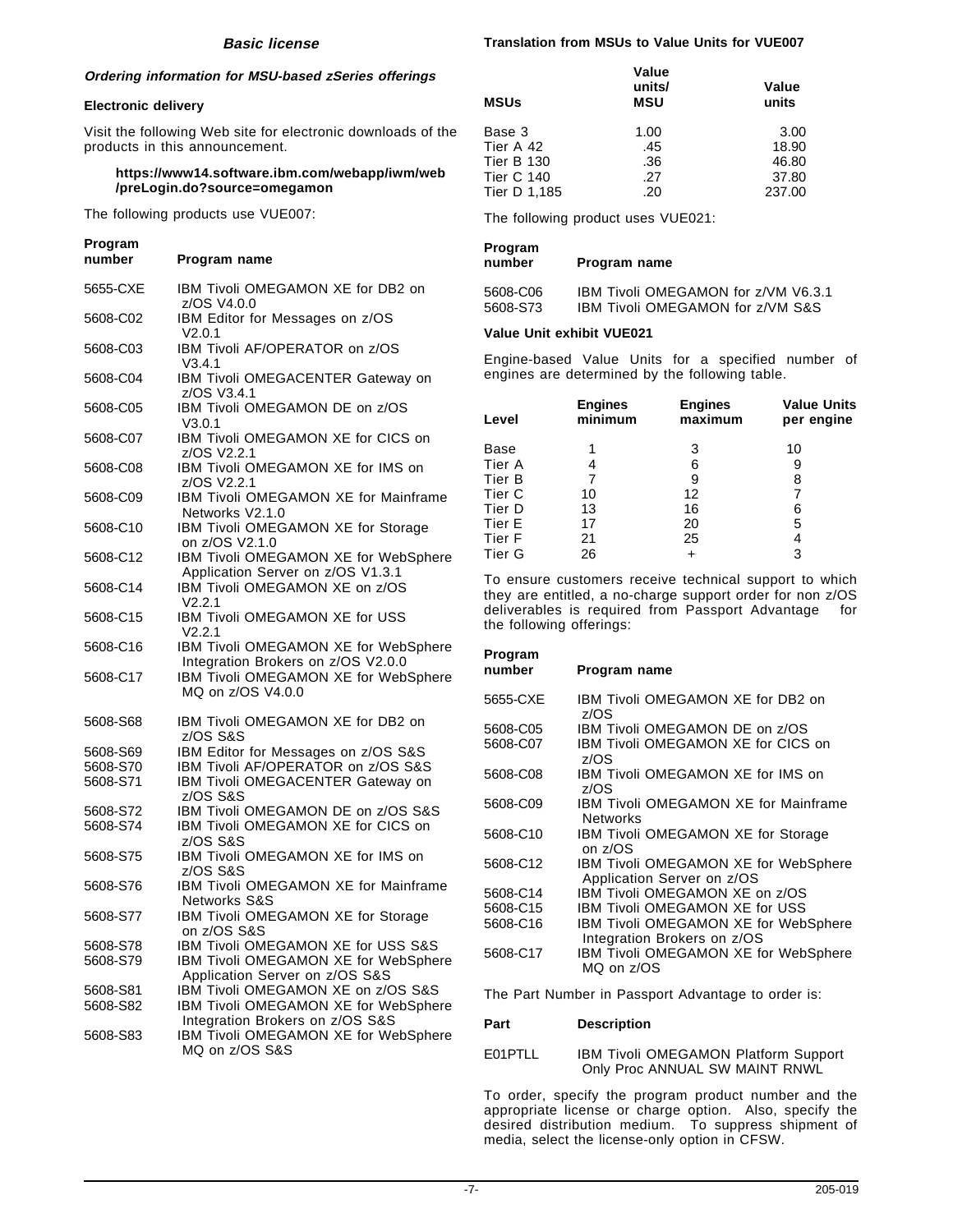## Basic license

### Ordering information for MSU-based zSeries offerings

**Electronic delivery**

Visit the following Web site for electronic downloads of the products in this announcement.

**https://www14.software.ibm.com/webapp/iwm/web/preLogin.do?source=omegamon**

The following products use VUE007:

| Program number | Program name |
|---|---|
| 5655-CXE | IBM Tivoli OMEGAMON XE for DB2 on z/OS V4.0.0 |
| 5608-C02 | IBM Editor for Messages on z/OS V2.0.1 |
| 5608-C03 | IBM Tivoli AF/OPERATOR on z/OS V3.4.1 |
| 5608-C04 | IBM Tivoli OMEGACENTER Gateway on z/OS V3.4.1 |
| 5608-C05 | IBM Tivoli OMEGAMON DE on z/OS V3.0.1 |
| 5608-C07 | IBM Tivoli OMEGAMON XE for CICS on z/OS V2.2.1 |
| 5608-C08 | IBM Tivoli OMEGAMON XE for IMS on z/OS V2.2.1 |
| 5608-C09 | IBM Tivoli OMEGAMON XE for Mainframe Networks V2.1.0 |
| 5608-C10 | IBM Tivoli OMEGAMON XE for Storage on z/OS V2.1.0 |
| 5608-C12 | IBM Tivoli OMEGAMON XE for WebSphere Application Server on z/OS V1.3.1 |
| 5608-C14 | IBM Tivoli OMEGAMON XE on z/OS V2.2.1 |
| 5608-C15 | IBM Tivoli OMEGAMON XE for USS V2.2.1 |
| 5608-C16 | IBM Tivoli OMEGAMON XE for WebSphere Integration Brokers on z/OS V2.0.0 |
| 5608-C17 | IBM Tivoli OMEGAMON XE for WebSphere MQ on z/OS V4.0.0 |
| 5608-S68 | IBM Tivoli OMEGAMON XE for DB2 on z/OS S&S |
| 5608-S69 | IBM Editor for Messages on z/OS S&S |
| 5608-S70 | IBM Tivoli AF/OPERATOR on z/OS S&S |
| 5608-S71 | IBM Tivoli OMEGACENTER Gateway on z/OS S&S |
| 5608-S72 | IBM Tivoli OMEGAMON DE on z/OS S&S |
| 5608-S74 | IBM Tivoli OMEGAMON XE for CICS on z/OS S&S |
| 5608-S75 | IBM Tivoli OMEGAMON XE for IMS on z/OS S&S |
| 5608-S76 | IBM Tivoli OMEGAMON XE for Mainframe Networks S&S |
| 5608-S77 | IBM Tivoli OMEGAMON XE for Storage on z/OS S&S |
| 5608-S78 | IBM Tivoli OMEGAMON XE for USS S&S |
| 5608-S79 | IBM Tivoli OMEGAMON XE for WebSphere Application Server on z/OS S&S |
| 5608-S81 | IBM Tivoli OMEGAMON XE on z/OS S&S |
| 5608-S82 | IBM Tivoli OMEGAMON XE for WebSphere Integration Brokers on z/OS S&S |
| 5608-S83 | IBM Tivoli OMEGAMON XE for WebSphere MQ on z/OS S&S |

**Translation from MSUs to Value Units for VUE007**

| MSUs | Value units/ MSU | Value units |
|---|---|---|
| Base 3 | 1.00 | 3.00 |
| Tier A 42 | .45 | 18.90 |
| Tier B 130 | .36 | 46.80 |
| Tier C 140 | .27 | 37.80 |
| Tier D 1,185 | .20 | 237.00 |

The following product uses VUE021:

| Program number | Program name |
|---|---|
| 5608-C06 | IBM Tivoli OMEGAMON for z/VM V6.3.1 |
| 5608-S73 | IBM Tivoli OMEGAMON for z/VM S&S |

**Value Unit exhibit VUE021**

Engine-based Value Units for a specified number of engines are determined by the following table.

| Level | Engines minimum | Engines maximum | Value Units per engine |
|---|---|---|---|
| Base | 1 | 3 | 10 |
| Tier A | 4 | 6 | 9 |
| Tier B | 7 | 9 | 8 |
| Tier C | 10 | 12 | 7 |
| Tier D | 13 | 16 | 6 |
| Tier E | 17 | 20 | 5 |
| Tier F | 21 | 25 | 4 |
| Tier G | 26 | + | 3 |

To ensure customers receive technical support to which they are entitled, a no-charge support order for non z/OS deliverables is required from Passport Advantage for the following offerings:

| Program number | Program name |
|---|---|
| 5655-CXE | IBM Tivoli OMEGAMON XE for DB2 on z/OS |
| 5608-C05 | IBM Tivoli OMEGAMON DE on z/OS |
| 5608-C07 | IBM Tivoli OMEGAMON XE for CICS on z/OS |
| 5608-C08 | IBM Tivoli OMEGAMON XE for IMS on z/OS |
| 5608-C09 | IBM Tivoli OMEGAMON XE for Mainframe Networks |
| 5608-C10 | IBM Tivoli OMEGAMON XE for Storage on z/OS |
| 5608-C12 | IBM Tivoli OMEGAMON XE for WebSphere Application Server on z/OS |
| 5608-C14 | IBM Tivoli OMEGAMON XE on z/OS |
| 5608-C15 | IBM Tivoli OMEGAMON XE for USS |
| 5608-C16 | IBM Tivoli OMEGAMON XE for WebSphere Integration Brokers on z/OS |
| 5608-C17 | IBM Tivoli OMEGAMON XE for WebSphere MQ on z/OS |

The Part Number in Passport Advantage to order is:

| Part | Description |
|---|---|
| E01PTLL | IBM Tivoli OMEGAMON Platform Support Only Proc ANNUAL SW MAINT RNWL |

To order, specify the program product number and the appropriate license or charge option. Also, specify the desired distribution medium. To suppress shipment of media, select the license-only option in CFSW.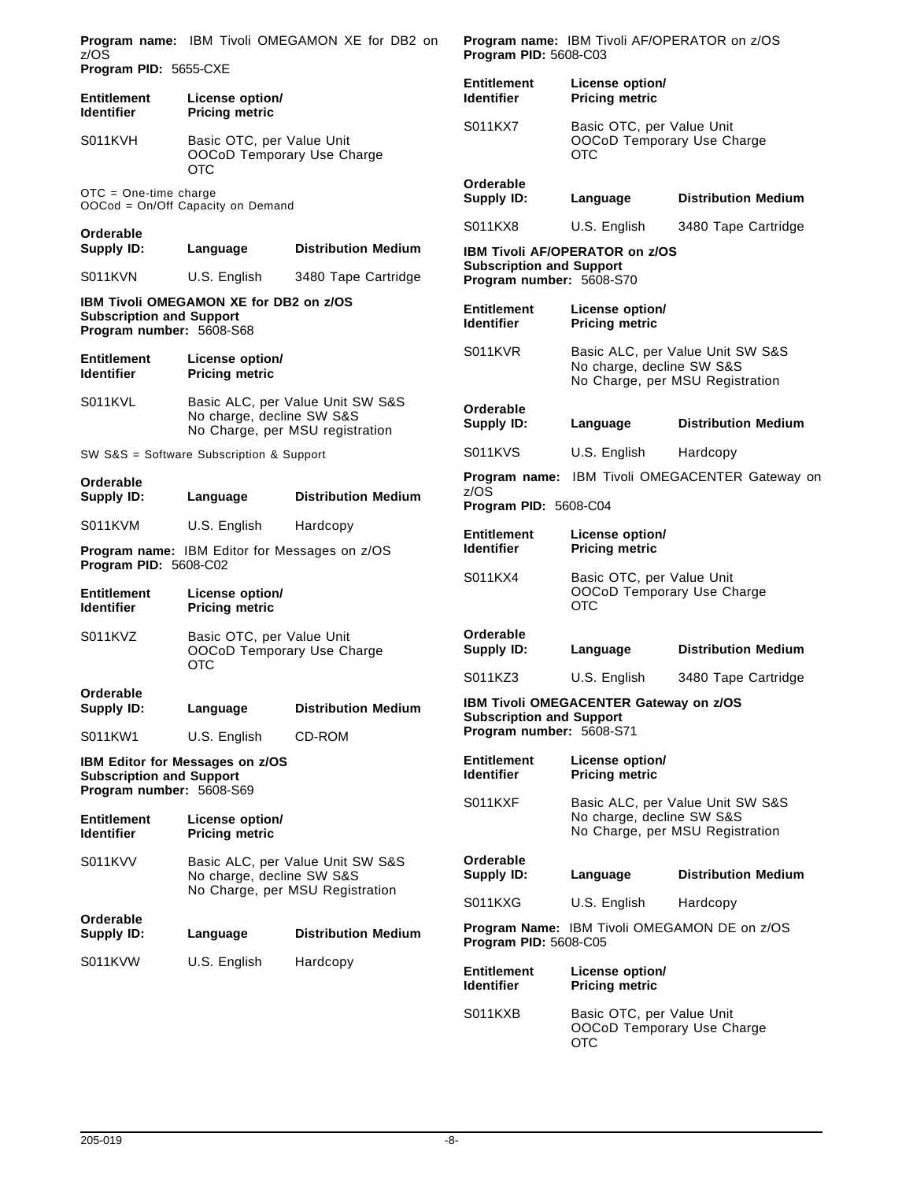**Program name:** IBM Tivoli OMEGAMON XE for DB2 on z/OS
**Program PID:** 5655-CXE

| Entitlement Identifier | License option/ Pricing metric |
|---|---|
| S011KVH | Basic OTC, per Value Unit<br>OOCoD Temporary Use Charge OTC |

OTC = One-time charge
OOCod = On/Off Capacity on Demand

| Orderable Supply ID: | Language | Distribution Medium |
|---|---|---|
| S011KVN | U.S. English | 3480 Tape Cartridge |

**IBM Tivoli OMEGAMON XE for DB2 on z/OS**
**Subscription and Support**
**Program number:** 5608-S68

| Entitlement Identifier | License option/ Pricing metric |
|---|---|
| S011KVL | Basic ALC, per Value Unit SW S&S<br>No charge, decline SW S&S<br>No Charge, per MSU registration |

SW S&S = Software Subscription & Support

| Orderable Supply ID: | Language | Distribution Medium |
|---|---|---|
| S011KVM | U.S. English | Hardcopy |

**Program name:** IBM Editor for Messages on z/OS
**Program PID:** 5608-C02

| Entitlement Identifier | License option/ Pricing metric |
|---|---|
| S011KVZ | Basic OTC, per Value Unit<br>OOCoD Temporary Use Charge OTC |

| Orderable Supply ID: | Language | Distribution Medium |
|---|---|---|
| S011KW1 | U.S. English | CD-ROM |

**IBM Editor for Messages on z/OS**
**Subscription and Support**
**Program number:** 5608-S69

| Entitlement Identifier | License option/ Pricing metric |
|---|---|
| S011KVV | Basic ALC, per Value Unit SW S&S<br>No charge, decline SW S&S<br>No Charge, per MSU Registration |

| Orderable Supply ID: | Language | Distribution Medium |
|---|---|---|
| S011KVW | U.S. English | Hardcopy |

**Program name:** IBM Tivoli AF/OPERATOR on z/OS
**Program PID:** 5608-C03

| Entitlement Identifier | License option/ Pricing metric |
|---|---|
| S011KX7 | Basic OTC, per Value Unit<br>OOCoD Temporary Use Charge OTC |

| Orderable Supply ID: | Language | Distribution Medium |
|---|---|---|
| S011KX8 | U.S. English | 3480 Tape Cartridge |

**IBM Tivoli AF/OPERATOR on z/OS**
**Subscription and Support**
**Program number:** 5608-S70

| Entitlement Identifier | License option/ Pricing metric |
|---|---|
| S011KVR | Basic ALC, per Value Unit SW S&S<br>No charge, decline SW S&S<br>No Charge, per MSU Registration |

| Orderable Supply ID: | Language | Distribution Medium |
|---|---|---|
| S011KVS | U.S. English | Hardcopy |

**Program name:** IBM Tivoli OMEGACENTER Gateway on z/OS
**Program PID:** 5608-C04

| Entitlement Identifier | License option/ Pricing metric |
|---|---|
| S011KX4 | Basic OTC, per Value Unit<br>OOCoD Temporary Use Charge OTC |

| Orderable Supply ID: | Language | Distribution Medium |
|---|---|---|
| S011KZ3 | U.S. English | 3480 Tape Cartridge |

**IBM Tivoli OMEGACENTER Gateway on z/OS**
**Subscription and Support**
**Program number:** 5608-S71

| Entitlement Identifier | License option/ Pricing metric |
|---|---|
| S011KXF | Basic ALC, per Value Unit SW S&S<br>No charge, decline SW S&S<br>No Charge, per MSU Registration |

| Orderable Supply ID: | Language | Distribution Medium |
|---|---|---|
| S011KXG | U.S. English | Hardcopy |

**Program Name:** IBM Tivoli OMEGAMON DE on z/OS
**Program PID:** 5608-C05

| Entitlement Identifier | License option/ Pricing metric |
|---|---|
| S011KXB | Basic OTC, per Value Unit<br>OOCoD Temporary Use Charge OTC |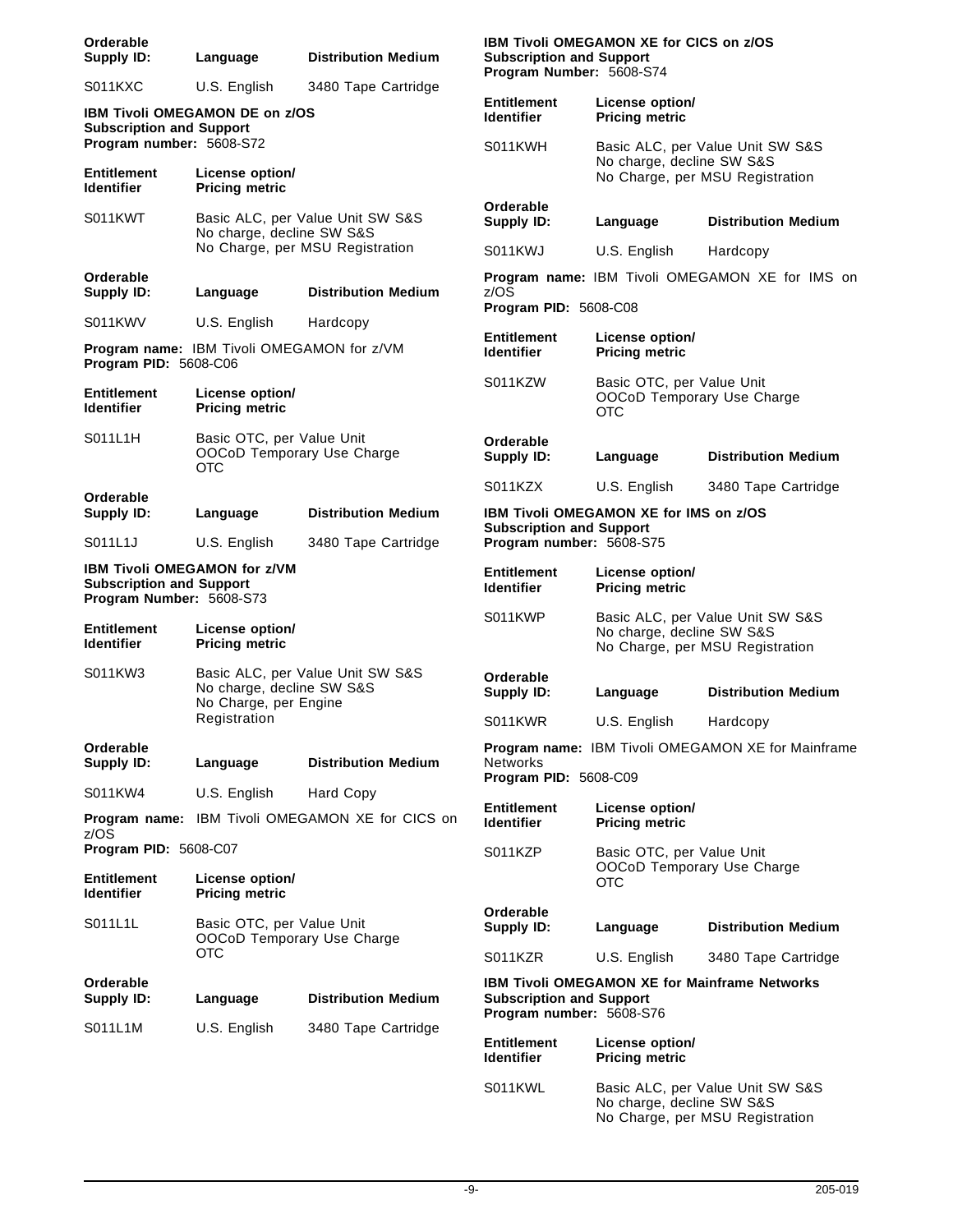| Orderable Supply ID: | Language | Distribution Medium |
|---|---|---|
| S011KXC | U.S. English | 3480 Tape Cartridge |

**IBM Tivoli OMEGAMON DE on z/OS**
**Subscription and Support**
**Program number:** 5608-S72

| Entitlement Identifier | License option/ Pricing metric |
|---|---|
| S011KWT | Basic ALC, per Value Unit SW S&S<br>No charge, decline SW S&S<br>No Charge, per MSU Registration |

| Orderable Supply ID: | Language | Distribution Medium |
|---|---|---|
| S011KWV | U.S. English | Hardcopy |

**Program name:** IBM Tivoli OMEGAMON for z/VM
**Program PID:** 5608-C06

| Entitlement Identifier | License option/ Pricing metric |
|---|---|
| S011L1H | Basic OTC, per Value Unit<br>OOCoD Temporary Use Charge<br>OTC |

| Orderable Supply ID: | Language | Distribution Medium |
|---|---|---|
| S011L1J | U.S. English | 3480 Tape Cartridge |

**IBM Tivoli OMEGAMON for z/VM**
**Subscription and Support**
**Program Number:** 5608-S73

| Entitlement Identifier | License option/ Pricing metric |
|---|---|
| S011KW3 | Basic ALC, per Value Unit SW S&S<br>No charge, decline SW S&S<br>No Charge, per Engine Registration |

| Orderable Supply ID: | Language | Distribution Medium |
|---|---|---|
| S011KW4 | U.S. English | Hard Copy |

**Program name:** IBM Tivoli OMEGAMON XE for CICS on z/OS
**Program PID:** 5608-C07

| Entitlement Identifier | License option/ Pricing metric |
|---|---|
| S011L1L | Basic OTC, per Value Unit<br>OOCoD Temporary Use Charge<br>OTC |

| Orderable Supply ID: | Language | Distribution Medium |
|---|---|---|
| S011L1M | U.S. English | 3480 Tape Cartridge |

**IBM Tivoli OMEGAMON XE for CICS on z/OS**
**Subscription and Support**
**Program Number:** 5608-S74

| Entitlement Identifier | License option/ Pricing metric |
|---|---|
| S011KWH | Basic ALC, per Value Unit SW S&S<br>No charge, decline SW S&S<br>No Charge, per MSU Registration |

| Orderable Supply ID: | Language | Distribution Medium |
|---|---|---|
| S011KWJ | U.S. English | Hardcopy |

**Program name:** IBM Tivoli OMEGAMON XE for IMS on z/OS
**Program PID:** 5608-C08

| Entitlement Identifier | License option/ Pricing metric |
|---|---|
| S011KZW | Basic OTC, per Value Unit<br>OOCoD Temporary Use Charge<br>OTC |

| Orderable Supply ID: | Language | Distribution Medium |
|---|---|---|
| S011KZX | U.S. English | 3480 Tape Cartridge |

**IBM Tivoli OMEGAMON XE for IMS on z/OS**
**Subscription and Support**
**Program number:** 5608-S75

| Entitlement Identifier | License option/ Pricing metric |
|---|---|
| S011KWP | Basic ALC, per Value Unit SW S&S<br>No charge, decline SW S&S<br>No Charge, per MSU Registration |

| Orderable Supply ID: | Language | Distribution Medium |
|---|---|---|
| S011KWR | U.S. English | Hardcopy |

**Program name:** IBM Tivoli OMEGAMON XE for Mainframe Networks
**Program PID:** 5608-C09

| Entitlement Identifier | License option/ Pricing metric |
|---|---|
| S011KZP | Basic OTC, per Value Unit<br>OOCoD Temporary Use Charge<br>OTC |

| Orderable Supply ID: | Language | Distribution Medium |
|---|---|---|
| S011KZR | U.S. English | 3480 Tape Cartridge |

**IBM Tivoli OMEGAMON XE for Mainframe Networks**
**Subscription and Support**
**Program number:** 5608-S76

| Entitlement Identifier | License option/ Pricing metric |
|---|---|
| S011KWL | Basic ALC, per Value Unit SW S&S<br>No charge, decline SW S&S<br>No Charge, per MSU Registration |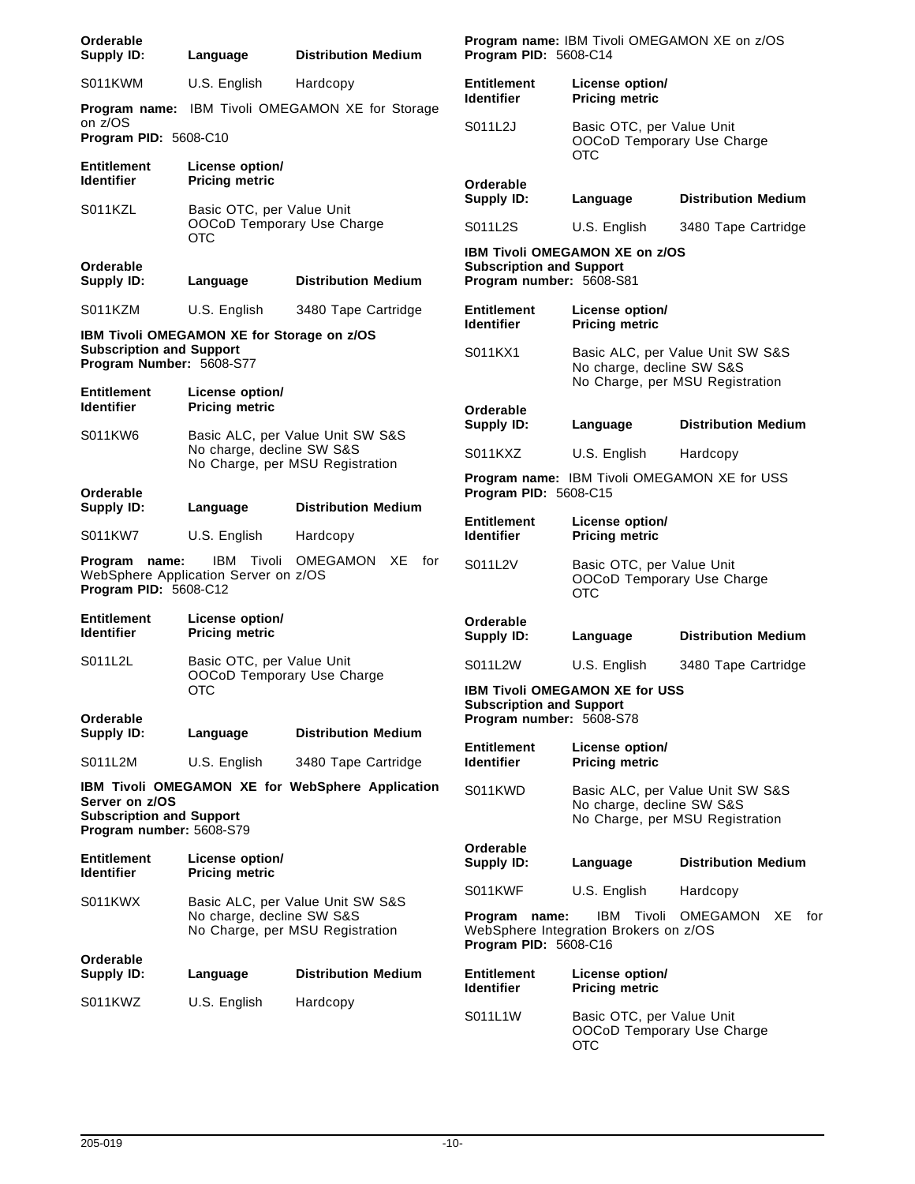| Orderable Supply ID: | Language | Distribution Medium |
|---|---|---|
| S011KWM | U.S. English | Hardcopy |

**Program name:** IBM Tivoli OMEGAMON XE for Storage on z/OS
**Program PID:** 5608-C10

| Entitlement Identifier | License option/ Pricing metric |
|---|---|
| S011KZL | Basic OTC, per Value Unit OOCoD Temporary Use Charge OTC |

| Orderable Supply ID: | Language | Distribution Medium |
|---|---|---|
| S011KZM | U.S. English | 3480 Tape Cartridge |

**IBM Tivoli OMEGAMON XE for Storage on z/OS Subscription and Support**
**Program Number:** 5608-S77

| Entitlement Identifier | License option/ Pricing metric |
|---|---|
| S011KW6 | Basic ALC, per Value Unit SW S&S No charge, decline SW S&S No Charge, per MSU Registration |

| Orderable Supply ID: | Language | Distribution Medium |
|---|---|---|
| S011KW7 | U.S. English | Hardcopy |

**Program name:** IBM Tivoli OMEGAMON XE for WebSphere Application Server on z/OS
**Program PID:** 5608-C12

| Entitlement Identifier | License option/ Pricing metric |
|---|---|
| S011L2L | Basic OTC, per Value Unit OOCoD Temporary Use Charge OTC |

| Orderable Supply ID: | Language | Distribution Medium |
|---|---|---|
| S011L2M | U.S. English | 3480 Tape Cartridge |

**IBM Tivoli OMEGAMON XE for WebSphere Application Server on z/OS Subscription and Support**
**Program number:** 5608-S79

| Entitlement Identifier | License option/ Pricing metric |
|---|---|
| S011KWX | Basic ALC, per Value Unit SW S&S No charge, decline SW S&S No Charge, per MSU Registration |

| Orderable Supply ID: | Language | Distribution Medium |
|---|---|---|
| S011KWZ | U.S. English | Hardcopy |

**Program name:** IBM Tivoli OMEGAMON XE on z/OS
**Program PID:** 5608-C14

| Entitlement Identifier | License option/ Pricing metric |
|---|---|
| S011L2J | Basic OTC, per Value Unit OOCoD Temporary Use Charge OTC |

| Orderable Supply ID: | Language | Distribution Medium |
|---|---|---|
| S011L2S | U.S. English | 3480 Tape Cartridge |

**IBM Tivoli OMEGAMON XE on z/OS Subscription and Support**
**Program number:** 5608-S81

| Entitlement Identifier | License option/ Pricing metric |
|---|---|
| S011KX1 | Basic ALC, per Value Unit SW S&S No charge, decline SW S&S No Charge, per MSU Registration |

| Orderable Supply ID: | Language | Distribution Medium |
|---|---|---|
| S011KXZ | U.S. English | Hardcopy |

**Program name:** IBM Tivoli OMEGAMON XE for USS
**Program PID:** 5608-C15

| Entitlement Identifier | License option/ Pricing metric |
|---|---|
| S011L2V | Basic OTC, per Value Unit OOCoD Temporary Use Charge OTC |

| Orderable Supply ID: | Language | Distribution Medium |
|---|---|---|
| S011L2W | U.S. English | 3480 Tape Cartridge |

**IBM Tivoli OMEGAMON XE for USS Subscription and Support**
**Program number:** 5608-S78

| Entitlement Identifier | License option/ Pricing metric |
|---|---|
| S011KWD | Basic ALC, per Value Unit SW S&S No charge, decline SW S&S No Charge, per MSU Registration |

| Orderable Supply ID: | Language | Distribution Medium |
|---|---|---|
| S011KWF | U.S. English | Hardcopy |

**Program name:** IBM Tivoli OMEGAMON XE for WebSphere Integration Brokers on z/OS
**Program PID:** 5608-C16

| Entitlement Identifier | License option/ Pricing metric |
|---|---|
| S011L1W | Basic OTC, per Value Unit OOCoD Temporary Use Charge OTC |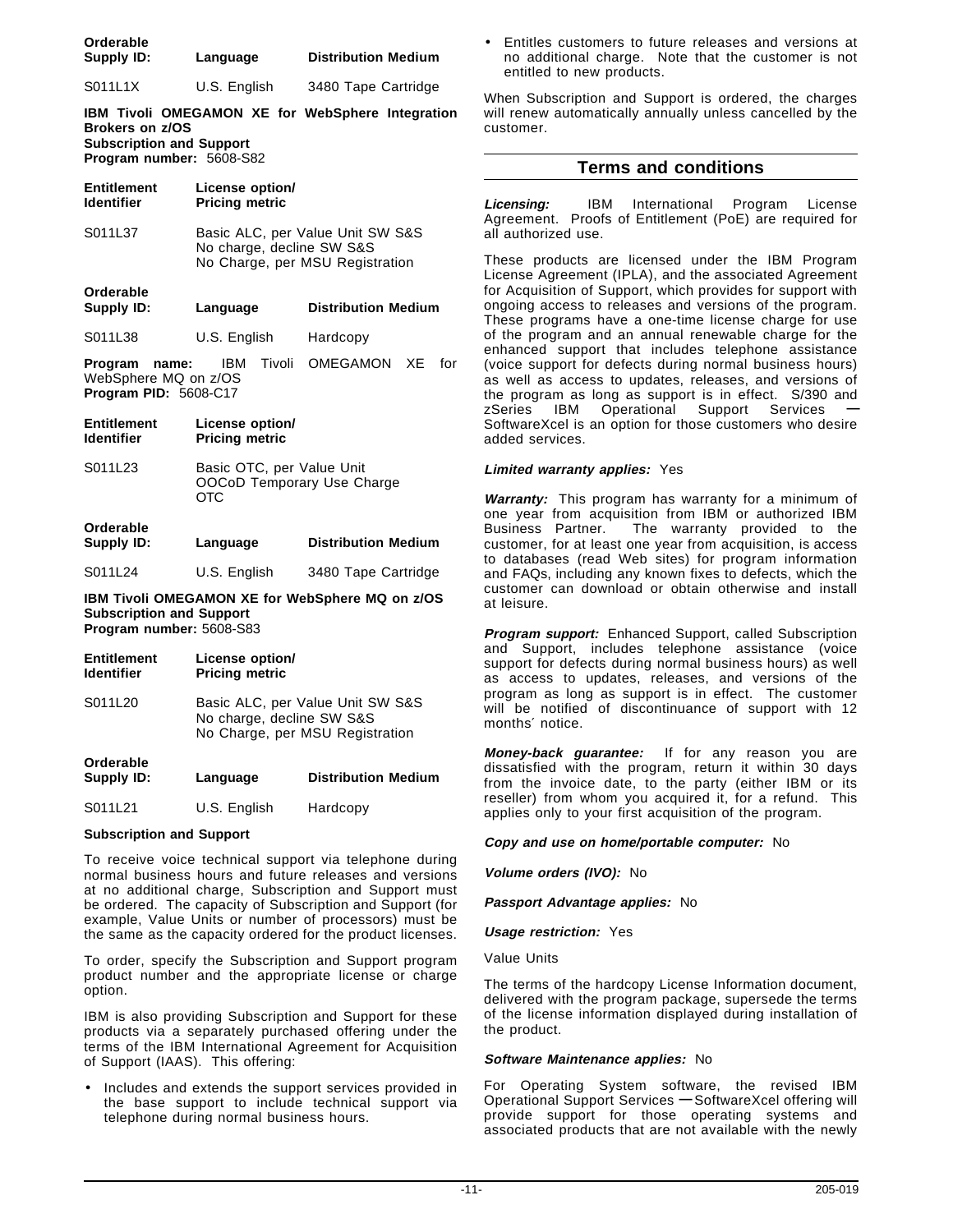| Orderable Supply ID: | Language | Distribution Medium |
|---|---|---|
| S011L1X | U.S. English | 3480 Tape Cartridge |

**IBM Tivoli OMEGAMON XE for WebSphere Integration Brokers on z/OS**
**Subscription and Support**
**Program number:** 5608-S82

| Entitlement Identifier | License option/ Pricing metric |
|---|---|
| S011L37 | Basic ALC, per Value Unit SW S&S<br>No charge, decline SW S&S<br>No Charge, per MSU Registration |

| Orderable Supply ID: | Language | Distribution Medium |
|---|---|---|
| S011L38 | U.S. English | Hardcopy |

**Program name:** IBM Tivoli OMEGAMON XE for WebSphere MQ on z/OS
**Program PID:** 5608-C17

| Entitlement Identifier | License option/ Pricing metric |
|---|---|
| S011L23 | Basic OTC, per Value Unit<br>OOCoD Temporary Use Charge OTC |

| Orderable Supply ID: | Language | Distribution Medium |
|---|---|---|
| S011L24 | U.S. English | 3480 Tape Cartridge |

**IBM Tivoli OMEGAMON XE for WebSphere MQ on z/OS**
**Subscription and Support**
**Program number:** 5608-S83

| Entitlement Identifier | License option/ Pricing metric |
|---|---|
| S011L20 | Basic ALC, per Value Unit SW S&S<br>No charge, decline SW S&S<br>No Charge, per MSU Registration |

| Orderable Supply ID: | Language | Distribution Medium |
|---|---|---|
| S011L21 | U.S. English | Hardcopy |

**Subscription and Support**

To receive voice technical support via telephone during normal business hours and future releases and versions at no additional charge, Subscription and Support must be ordered. The capacity of Subscription and Support (for example, Value Units or number of processors) must be the same as the capacity ordered for the product licenses.

To order, specify the Subscription and Support program product number and the appropriate license or charge option.

IBM is also providing Subscription and Support for these products via a separately purchased offering under the terms of the IBM International Agreement for Acquisition of Support (IAAS). This offering:

- Includes and extends the support services provided in the base support to include technical support via telephone during normal business hours.
- Entitles customers to future releases and versions at no additional charge. Note that the customer is not entitled to new products.

When Subscription and Support is ordered, the charges will renew automatically annually unless cancelled by the customer.

## Terms and conditions

***Licensing:*** IBM International Program License Agreement. Proofs of Entitlement (PoE) are required for all authorized use.

These products are licensed under the IBM Program License Agreement (IPLA), and the associated Agreement for Acquisition of Support, which provides for support with ongoing access to releases and versions of the program. These programs have a one-time license charge for use of the program and an annual renewable charge for the enhanced support that includes telephone assistance (voice support for defects during normal business hours) as well as access to updates, releases, and versions of the program as long as support is in effect. S/390 and zSeries IBM Operational Support Services — SoftwareXcel is an option for those customers who desire added services.

***Limited warranty applies:*** Yes

***Warranty:*** This program has warranty for a minimum of one year from acquisition from IBM or authorized IBM Business Partner. The warranty provided to the customer, for at least one year from acquisition, is access to databases (read Web sites) for program information and FAQs, including any known fixes to defects, which the customer can download or obtain otherwise and install at leisure.

***Program support:*** Enhanced Support, called Subscription and Support, includes telephone assistance (voice support for defects during normal business hours) as well as access to updates, releases, and versions of the program as long as support is in effect. The customer will be notified of discontinuance of support with 12 months′ notice.

***Money-back guarantee:*** If for any reason you are dissatisfied with the program, return it within 30 days from the invoice date, to the party (either IBM or its reseller) from whom you acquired it, for a refund. This applies only to your first acquisition of the program.

***Copy and use on home/portable computer:*** No

***Volume orders (IVO):*** No

***Passport Advantage applies:*** No

***Usage restriction:*** Yes

Value Units

The terms of the hardcopy License Information document, delivered with the program package, supersede the terms of the license information displayed during installation of the product.

***Software Maintenance applies:*** No

For Operating System software, the revised IBM Operational Support Services — SoftwareXcel offering will provide support for those operating systems and associated products that are not available with the newly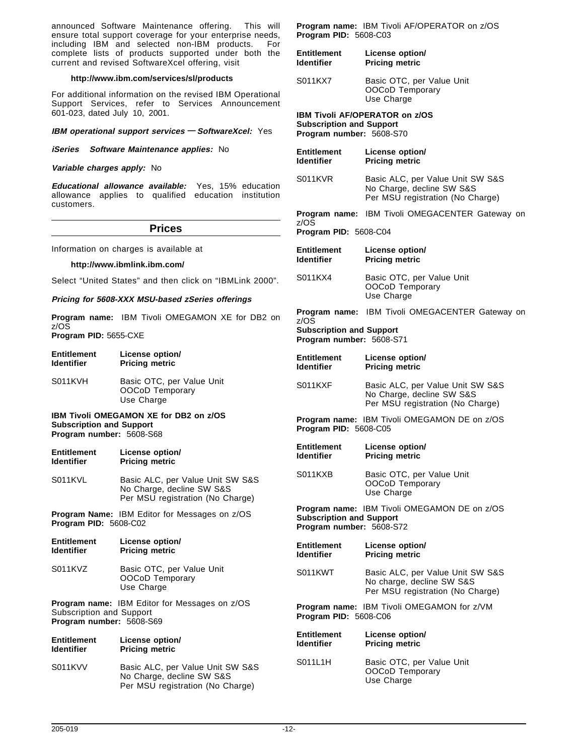announced Software Maintenance offering. This will ensure total support coverage for your enterprise needs, including IBM and selected non-IBM products. For complete lists of products supported under both the current and revised SoftwareXcel offering, visit

**http://www.ibm.com/services/sl/products**

For additional information on the revised IBM Operational Support Services, refer to Services Announcement 601-023, dated July 10, 2001.

***IBM operational support services — SoftwareXcel:*** Yes

***iSeries Software Maintenance applies:*** No

***Variable charges apply:*** No

***Educational allowance available:*** Yes, 15% education allowance applies to qualified education institution customers.

## Prices

Information on charges is available at

**http://www.ibmlink.ibm.com/**

Select "United States" and then click on "IBMLink 2000".

***Pricing for 5608-XXX MSU-based zSeries offerings***

**Program name:** IBM Tivoli OMEGAMON XE for DB2 on z/OS
**Program PID:** 5655-CXE

| Entitlement Identifier | License option/ Pricing metric |
|---|---|
| S011KVH | Basic OTC, per Value Unit OOCoD Temporary Use Charge |

**IBM Tivoli OMEGAMON XE for DB2 on z/OS Subscription and Support**
**Program number:** 5608-S68

| Entitlement Identifier | License option/ Pricing metric |
|---|---|
| S011KVL | Basic ALC, per Value Unit SW S&S No Charge, decline SW S&S Per MSU registration (No Charge) |

**Program Name:** IBM Editor for Messages on z/OS
**Program PID:** 5608-C02

| Entitlement Identifier | License option/ Pricing metric |
|---|---|
| S011KVZ | Basic OTC, per Value Unit OOCoD Temporary Use Charge |

**Program name:** IBM Editor for Messages on z/OS Subscription and Support
**Program number:** 5608-S69

| Entitlement Identifier | License option/ Pricing metric |
|---|---|
| S011KVV | Basic ALC, per Value Unit SW S&S No Charge, decline SW S&S Per MSU registration (No Charge) |

**Program name:** IBM Tivoli AF/OPERATOR on z/OS
**Program PID:** 5608-C03

| Entitlement Identifier | License option/ Pricing metric |
|---|---|
| S011KX7 | Basic OTC, per Value Unit OOCoD Temporary Use Charge |

**IBM Tivoli AF/OPERATOR on z/OS Subscription and Support**
**Program number:** 5608-S70

| Entitlement Identifier | License option/ Pricing metric |
|---|---|
| S011KVR | Basic ALC, per Value Unit SW S&S No Charge, decline SW S&S Per MSU registration (No Charge) |

**Program name:** IBM Tivoli OMEGACENTER Gateway on z/OS
**Program PID:** 5608-C04

| Entitlement Identifier | License option/ Pricing metric |
|---|---|
| S011KX4 | Basic OTC, per Value Unit OOCoD Temporary Use Charge |

**Program name:** IBM Tivoli OMEGACENTER Gateway on z/OS
**Subscription and Support**
**Program number:** 5608-S71

| Entitlement Identifier | License option/ Pricing metric |
|---|---|
| S011KXF | Basic ALC, per Value Unit SW S&S No Charge, decline SW S&S Per MSU registration (No Charge) |

**Program name:** IBM Tivoli OMEGAMON DE on z/OS
**Program PID:** 5608-C05

| Entitlement Identifier | License option/ Pricing metric |
|---|---|
| S011KXB | Basic OTC, per Value Unit OOCoD Temporary Use Charge |

**Program name:** IBM Tivoli OMEGAMON DE on z/OS
**Subscription and Support**
**Program number:** 5608-S72

| Entitlement Identifier | License option/ Pricing metric |
|---|---|
| S011KWT | Basic ALC, per Value Unit SW S&S No charge, decline SW S&S Per MSU registration (No Charge) |

**Program name:** IBM Tivoli OMEGAMON for z/VM
**Program PID:** 5608-C06

| Entitlement Identifier | License option/ Pricing metric |
|---|---|
| S011L1H | Basic OTC, per Value Unit OOCoD Temporary Use Charge |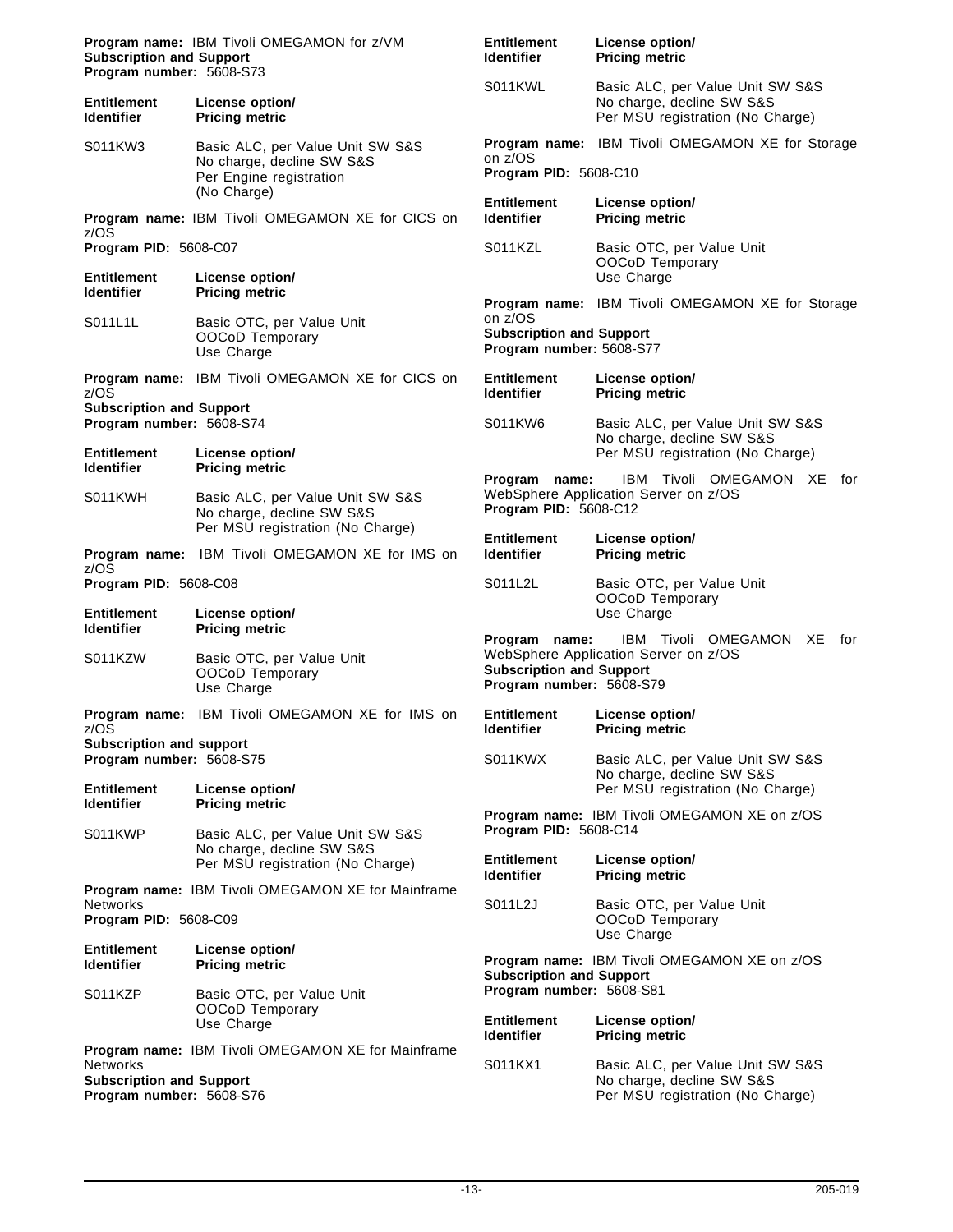**Program name:** IBM Tivoli OMEGAMON for z/VM
**Subscription and Support**
**Program number:** 5608-S73

| Entitlement Identifier | License option/ Pricing metric |
|---|---|
| S011KW3 | Basic ALC, per Value Unit SW S&S<br>No charge, decline SW S&S<br>Per Engine registration (No Charge) |

**Program name:** IBM Tivoli OMEGAMON XE for CICS on z/OS
**Program PID:** 5608-C07

| Entitlement Identifier | License option/ Pricing metric |
|---|---|
| S011L1L | Basic OTC, per Value Unit<br>OOCoD Temporary Use Charge |

**Program name:** IBM Tivoli OMEGAMON XE for CICS on z/OS
**Subscription and Support**
**Program number:** 5608-S74

| Entitlement Identifier | License option/ Pricing metric |
|---|---|
| S011KWH | Basic ALC, per Value Unit SW S&S<br>No charge, decline SW S&S<br>Per MSU registration (No Charge) |

**Program name:** IBM Tivoli OMEGAMON XE for IMS on z/OS
**Program PID:** 5608-C08

| Entitlement Identifier | License option/ Pricing metric |
|---|---|
| S011KZW | Basic OTC, per Value Unit<br>OOCoD Temporary Use Charge |

**Program name:** IBM Tivoli OMEGAMON XE for IMS on z/OS
**Subscription and support**
**Program number:** 5608-S75

| Entitlement Identifier | License option/ Pricing metric |
|---|---|
| S011KWP | Basic ALC, per Value Unit SW S&S<br>No charge, decline SW S&S<br>Per MSU registration (No Charge) |

**Program name:** IBM Tivoli OMEGAMON XE for Mainframe Networks
**Program PID:** 5608-C09

| Entitlement Identifier | License option/ Pricing metric |
|---|---|
| S011KZP | Basic OTC, per Value Unit<br>OOCoD Temporary Use Charge |

**Program name:** IBM Tivoli OMEGAMON XE for Mainframe Networks
**Subscription and Support**
**Program number:** 5608-S76

| Entitlement Identifier | License option/ Pricing metric |
|---|---|
| S011KWL | Basic ALC, per Value Unit SW S&S<br>No charge, decline SW S&S<br>Per MSU registration (No Charge) |

**Program name:** IBM Tivoli OMEGAMON XE for Storage on z/OS
**Program PID:** 5608-C10

| Entitlement Identifier | License option/ Pricing metric |
|---|---|
| S011KZL | Basic OTC, per Value Unit<br>OOCoD Temporary Use Charge |

**Program name:** IBM Tivoli OMEGAMON XE for Storage on z/OS
**Subscription and Support**
**Program number:** 5608-S77

| Entitlement Identifier | License option/ Pricing metric |
|---|---|
| S011KW6 | Basic ALC, per Value Unit SW S&S<br>No charge, decline SW S&S<br>Per MSU registration (No Charge) |

**Program name:** IBM Tivoli OMEGAMON XE for WebSphere Application Server on z/OS
**Program PID:** 5608-C12

| Entitlement Identifier | License option/ Pricing metric |
|---|---|
| S011L2L | Basic OTC, per Value Unit<br>OOCoD Temporary Use Charge |

**Program name:** IBM Tivoli OMEGAMON XE for WebSphere Application Server on z/OS
**Subscription and Support**
**Program number:** 5608-S79

| Entitlement Identifier | License option/ Pricing metric |
|---|---|
| S011KWX | Basic ALC, per Value Unit SW S&S<br>No charge, decline SW S&S<br>Per MSU registration (No Charge) |

**Program name:** IBM Tivoli OMEGAMON XE on z/OS
**Program PID:** 5608-C14

| Entitlement Identifier | License option/ Pricing metric |
|---|---|
| S011L2J | Basic OTC, per Value Unit<br>OOCoD Temporary Use Charge |

**Program name:** IBM Tivoli OMEGAMON XE on z/OS
**Subscription and Support**
**Program number:** 5608-S81

| Entitlement Identifier | License option/ Pricing metric |
|---|---|
| S011KX1 | Basic ALC, per Value Unit SW S&S<br>No charge, decline SW S&S<br>Per MSU registration (No Charge) |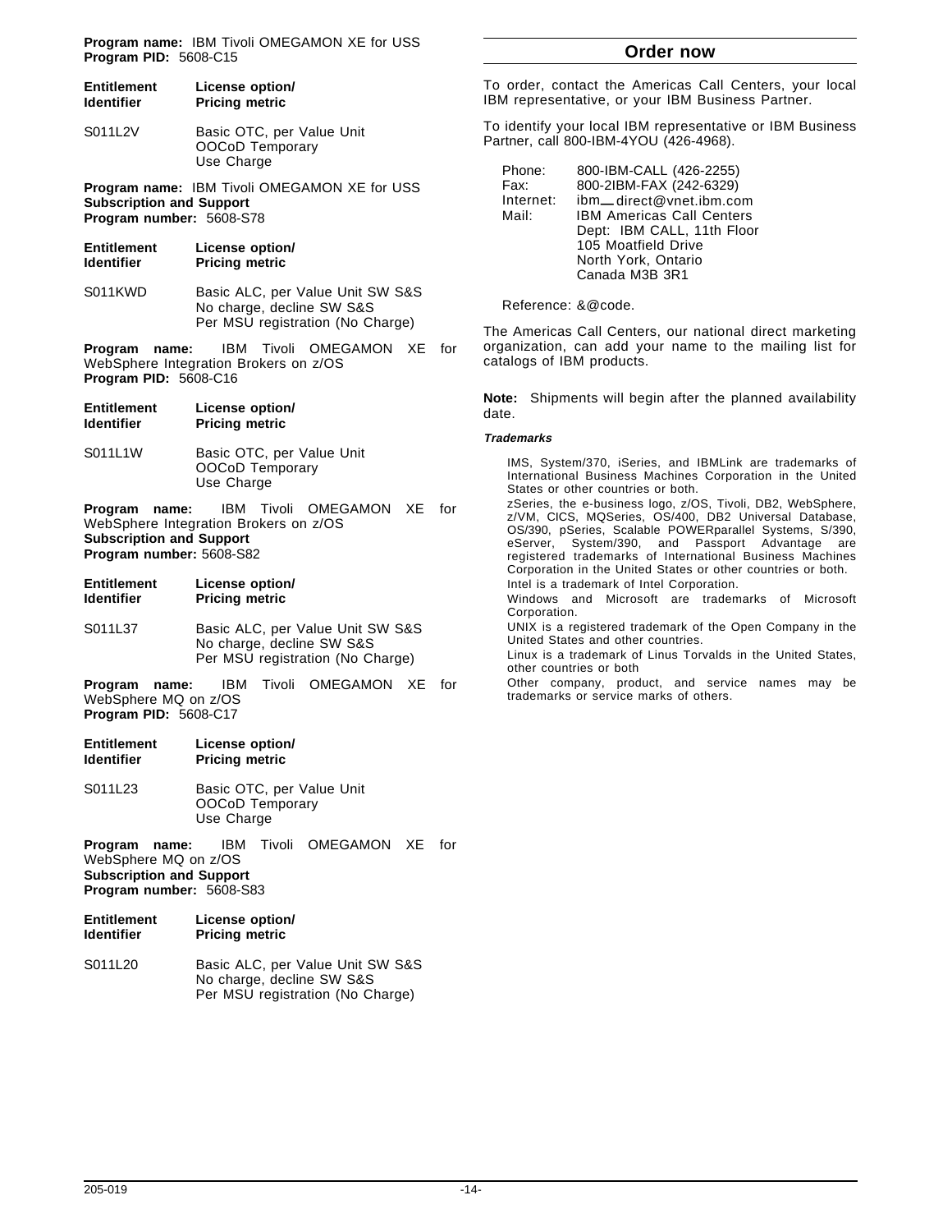**Program name:** IBM Tivoli OMEGAMON XE for USS
**Program PID:** 5608-C15

| Entitlement Identifier | License option/ Pricing metric |
| --- | --- |
| S011L2V | Basic OTC, per Value Unit OOCoD Temporary Use Charge |

**Program name:** IBM Tivoli OMEGAMON XE for USS
**Subscription and Support**
**Program number:** 5608-S78

| Entitlement Identifier | License option/ Pricing metric |
| --- | --- |
| S011KWD | Basic ALC, per Value Unit SW S&S No charge, decline SW S&S Per MSU registration (No Charge) |

**Program name:** IBM Tivoli OMEGAMON XE for WebSphere Integration Brokers on z/OS
**Program PID:** 5608-C16

| Entitlement Identifier | License option/ Pricing metric |
| --- | --- |
| S011L1W | Basic OTC, per Value Unit OOCoD Temporary Use Charge |

**Program name:** IBM Tivoli OMEGAMON XE for WebSphere Integration Brokers on z/OS
**Subscription and Support**
**Program number:** 5608-S82

| Entitlement Identifier | License option/ Pricing metric |
| --- | --- |
| S011L37 | Basic ALC, per Value Unit SW S&S No charge, decline SW S&S Per MSU registration (No Charge) |

**Program name:** IBM Tivoli OMEGAMON XE for WebSphere MQ on z/OS
**Program PID:** 5608-C17

| Entitlement Identifier | License option/ Pricing metric |
| --- | --- |
| S011L23 | Basic OTC, per Value Unit OOCoD Temporary Use Charge |

**Program name:** IBM Tivoli OMEGAMON XE for WebSphere MQ on z/OS
**Subscription and Support**
**Program number:** 5608-S83

| Entitlement Identifier | License option/ Pricing metric |
| --- | --- |
| S011L20 | Basic ALC, per Value Unit SW S&S No charge, decline SW S&S Per MSU registration (No Charge) |

## Order now

To order, contact the Americas Call Centers, your local IBM representative, or your IBM Business Partner.

To identify your local IBM representative or IBM Business Partner, call 800-IBM-4YOU (426-4968).

| | |
| --- | --- |
| Phone: | 800-IBM-CALL (426-2255) |
| Fax: | 800-2IBM-FAX (242-6329) |
| Internet: | ibm_direct@vnet.ibm.com |
| Mail: | IBM Americas Call Centers<br>Dept: IBM CALL, 11th Floor<br>105 Moatfield Drive<br>North York, Ontario<br>Canada M3B 3R1 |

Reference: &@code.

The Americas Call Centers, our national direct marketing organization, can add your name to the mailing list for catalogs of IBM products.

**Note:** Shipments will begin after the planned availability date.

***Trademarks***

IMS, System/370, iSeries, and IBMLink are trademarks of International Business Machines Corporation in the United States or other countries or both.

zSeries, the e-business logo, z/OS, Tivoli, DB2, WebSphere, z/VM, CICS, MQSeries, OS/400, DB2 Universal Database, OS/390, pSeries, Scalable POWERparallel Systems, S/390, eServer, System/390, and Passport Advantage are registered trademarks of International Business Machines Corporation in the United States or other countries or both.

Intel is a trademark of Intel Corporation.

Windows and Microsoft are trademarks of Microsoft Corporation.

UNIX is a registered trademark of the Open Company in the United States and other countries.

Linux is a trademark of Linus Torvalds in the United States, other countries or both

Other company, product, and service names may be trademarks or service marks of others.